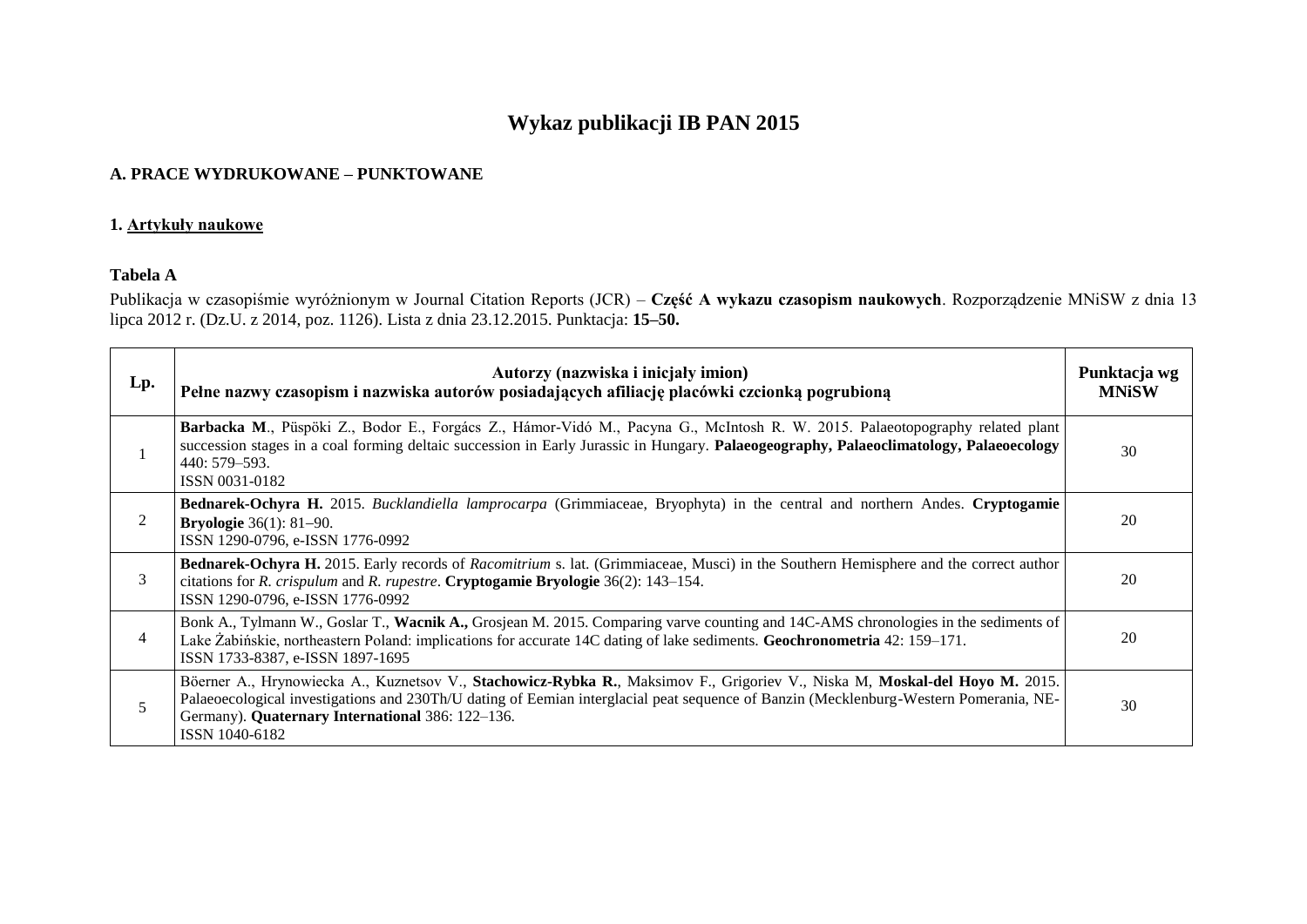# Wykaz publikacji IB PAN 2015

## A. PRACE WYDRUKOWANE – PUNKTOWANE

### 1. Artykuły naukowe

**Tabela A**

Publikacja w czasopiśmie wyróżnionym w Journal Citation Reports (JCR) – **Część A wykazu czasopism naukowych**. Rozporządzenie MNiSW z dnia 13 lipca 2012 r. (Dz.U. z 2014, poz. 1126). Lista z dnia 23.12.2015. Punktacja: **15–50.**

| Lp. | Autorzy (nazwiska i inicjały imion)<br>Pełne nazwy czasopism i nazwiska autorów posiadających afiliację placówki czcionką pogrubioną | Punktacja wg MNiSW |
|---|---|---|
| 1 | **Barbacka M**., Püspöki Z., Bodor E., Forgács Z., Hámor-Vidó M., Pacyna G., McIntosh R. W. 2015. Palaeotopography related plant succession stages in a coal forming deltaic succession in Early Jurassic in Hungary. **Palaeogeography, Palaeoclimatology, Palaeoecology** 440: 579–593.<br>ISSN 0031-0182 | 30 |
| 2 | **Bednarek-Ochyra H.** 2015. *Bucklandiella lamprocarpa* (Grimmiaceae, Bryophyta) in the central and northern Andes. **Cryptogamie Bryologie** 36(1): 81–90.<br>ISSN 1290-0796, e-ISSN 1776-0992 | 20 |
| 3 | **Bednarek-Ochyra H.** 2015. Early records of *Racomitrium* s. lat. (Grimmiaceae, Musci) in the Southern Hemisphere and the correct author citations for *R. crispulum* and *R. rupestre*. **Cryptogamie Bryologie** 36(2): 143–154.<br>ISSN 1290-0796, e-ISSN 1776-0992 | 20 |
| 4 | Bonk A., Tylmann W., Goslar T., **Wacnik A.,** Grosjean M. 2015. Comparing varve counting and 14C-AMS chronologies in the sediments of Lake Żabińskie, northeastern Poland: implications for accurate 14C dating of lake sediments. **Geochronometria** 42: 159–171.<br>ISSN 1733-8387, e-ISSN 1897-1695 | 20 |
| 5 | Böerner A., Hrynowiecka A., Kuznetsov V., **Stachowicz-Rybka R.**, Maksimov F., Grigoriev V., Niska M, **Moskal-del Hoyo M.** 2015. Palaeoecological investigations and 230Th/U dating of Eemian interglacial peat sequence of Banzin (Mecklenburg-Western Pomerania, NE-Germany). **Quaternary International** 386: 122–136.<br>ISSN 1040-6182 | 30 |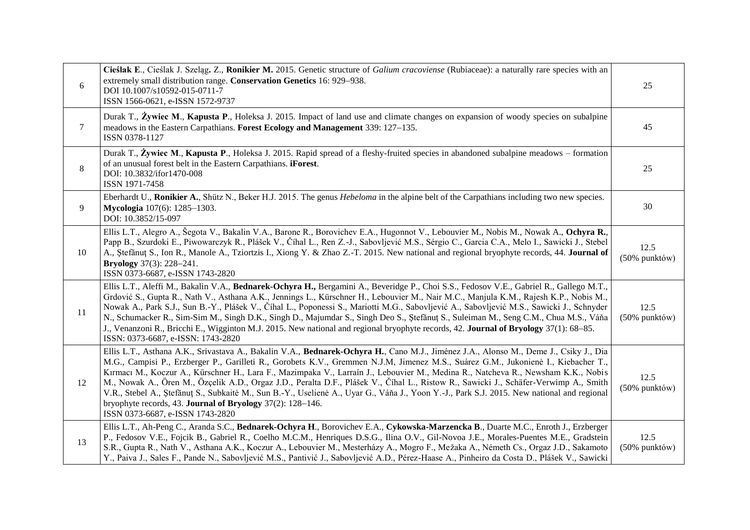| | | |
|---|---|---|
| 6 | **Cieślak E**., Cieślak J. Szeląg**.** Z., **Ronikier M.** 2015. Genetic structure of *Galium cracoviense* (Rubiaceae): a naturally rare species with an extremely small distribution range. **Conservation Genetics** 16: 929–938.<br>DOI 10.1007/s10592-015-0711-7<br>ISSN 1566-0621, e-ISSN 1572-9737 | 25 |
| 7 | Durak T., **Żywiec M**., **Kapusta P**., Holeksa J. 2015. Impact of land use and climate changes on expansion of woody species on subalpine meadows in the Eastern Carpathians. **Forest Ecology and Management** 339: 127–135.<br>ISSN 0378-1127 | 45 |
| 8 | Durak T., **Żywiec M**., **Kapusta P**., Holeksa J. 2015. Rapid spread of a fleshy-fruited species in abandoned subalpine meadows – formation of an unusual forest belt in the Eastern Carpathians. **iForest**.<br>DOI: 10.3832/ifor1470-008<br>ISSN 1971-7458 | 25 |
| 9 | Eberhardt U., **Ronikier A.**, Shütz N., Beker H.J. 2015. The genus *Hebeloma* in the alpine belt of the Carpathians including two new species. **Mycologia** 107(6): 1285–1303.<br>DOI: 10.3852/15-097 | 30 |
| 10 | Ellis L.T., Alegro A., Šegota V., Bakalin V.A., Barone R., Borovichev E.A., Hugonnot V., Lebouvier M., Nobis M., Nowak A., **Ochyra R.**, Papp B., Szurdoki E., Piwowarczyk R., Plášek V., Číhal L., Ren Z.-J., Sabovljević M.S., Sérgio C., Garcia C.A., Melo I., Sawicki J., Stebel A., Ştefănuţ S., Ion R., Manole A., Tziortzis I., Xiong Y. & Zhao Z.-T. 2015. New national and regional bryophyte records, 44. **Journal of Bryology** 37(3): 228–241.<br>ISSN 0373-6687, e-ISSN 1743-2820 | 12.5 (50% punktów) |
| 11 | Ellis L.T., Aleffi M., Bakalin V.A., **Bednarek-Ochyra H.,** Bergamini A., Beveridge P., Choi S.S., Fedosov V.E., Gabriel R., Gallego M.T., Grdović S., Gupta R., Nath V., Asthana A.K., Jennings L., Kürschner H., Lebouvier M., Nair M.C., Manjula K.M., Rajesh K.P., Nobis M., Nowak A., Park S.J., Sun B.-Y., Plášek V., Číhal L., Poponessi S., Mariotti M.G., Sabovljević A., Sabovljević M.S., Sawicki J., Schnyder N., Schumacker R., Sim-Sim M., Singh D.K., Singh D., Majumdar S., Singh Deo S., Ştefănuţ S., Suleiman M., Seng C.M., Chua M.S., Váňa J., Venanzoni R., Bricchi E., Wigginton M.J. 2015. New national and regional bryophyte records, 42. **Journal of Bryology** 37(1): 68–85.<br>ISSN: 0373-6687, e-ISSN: 1743-2820 | 12.5 (50% punktów) |
| 12 | Ellis L.T., Asthana A.K., Srivastava A., Bakalin V.A., **Bednarek-Ochyra H.**, Cano M.J., Jiménez J.A., Alonso M., Deme J., Csiky J., Dia M.G., Campisi P., Erzberger P., Garilleti R., Gorobets K.V., Gremmen N.J.M, Jimenez M.S., Suárez G.M., Jukonienė I., Kiebacher T., Kırmacı M., Koczur A., Kürschner H., Lara F., Mazimpaka V., Larraín J., Lebouvier M., Medina R., Natcheva R., Newsham K.K., Nobis M., Nowak A., Ören M., Özçelik A.D., Orgaz J.D., Peralta D.F., Plášek V., Číhal L., Ristow R., Sawicki J., Schäfer-Verwimp A., Smith V.R., Stebel A., Ştefănuţ S., Subkaitė M., Sun B.-Y., Uselienė A., Uyar G., Váňa J., Yoon Y.-J., Park S.J. 2015. New national and regional bryophyte records, 43. **Journal of Bryology** 37(2): 128–146.<br>ISSN 0373-6687, e-ISSN 1743-2820 | 12.5 (50% punktów) |
| 13 | Ellis L.T., Ah-Peng C., Aranda S.C., **Bednarek-Ochyra H**., Borovichev E.A., **Cykowska-Marzencka B**., Duarte M.C., Enroth J., Erzberger P., Fedosov V.E., Fojcik B., Gabriel R., Coelho M.C.M., Henriques D.S.G., Ilina O.V., Gil-Novoa J.E., Morales-Puentes M.E., Gradstein S.R., Gupta R., Nath V., Asthana A.K., Koczur A., Lebouvier M., Mesterházy A., Mogro F., Mežaka A., Németh Cs., Orgaz J.D., Sakamoto Y., Paiva J., Sales F., Pande N., Sabovljević M.S., Pantivić J., Sabovljević A.D., Pérez-Haase A., Pinheiro da Costa D., Plášek V., Sawicki | 12.5 (50% punktów) |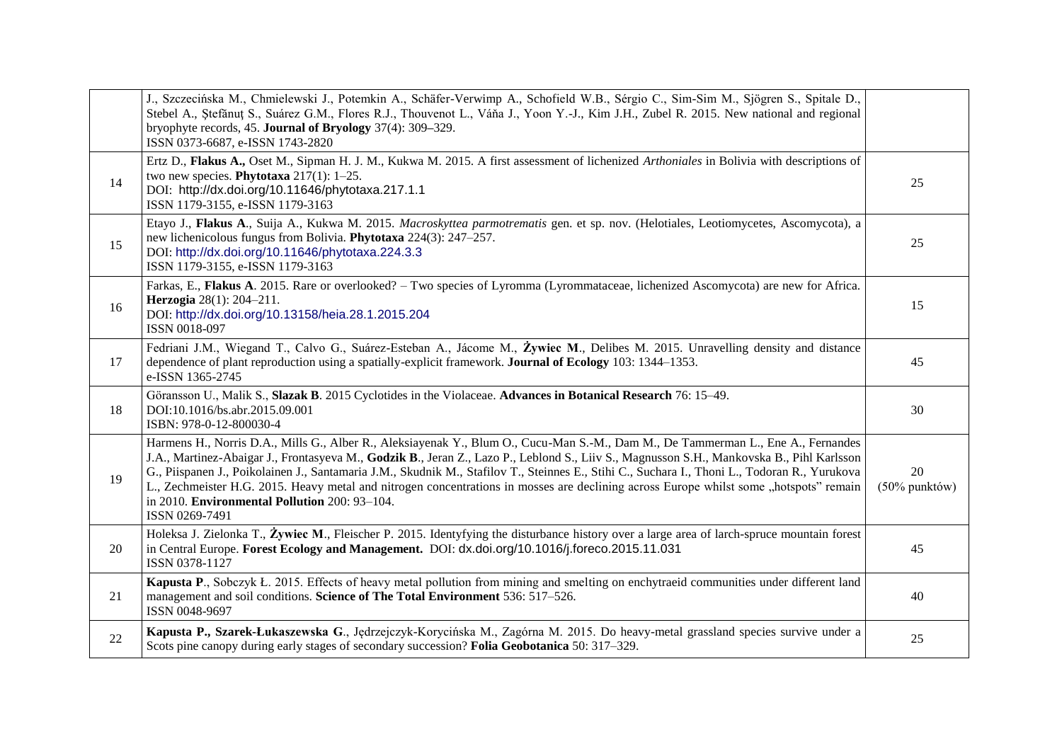| | | |
|---|---|---|
| | J., Szczecińska M., Chmielewski J., Potemkin A., Schäfer-Verwimp A., Schofield W.B., Sérgio C., Sim-Sim M., Sjögren S., Spitale D., Stebel A., Ştefănuţ S., Suárez G.M., Flores R.J., Thouvenot L., Váňa J., Yoon Y.-J., Kim J.H., Zubel R. 2015. New national and regional bryophyte records, 45. **Journal of Bryology** 37(4): 309–329.<br>ISSN 0373-6687, e-ISSN 1743-2820 | |
| 14 | Ertz D., **Flakus A.,** Oset M., Sipman H. J. M., Kukwa M. 2015. A first assessment of lichenized *Arthoniales* in Bolivia with descriptions of two new species. **Phytotaxa** 217(1): 1–25.<br>DOI: http://dx.doi.org/10.11646/phytotaxa.217.1.1<br>ISSN 1179-3155, e-ISSN 1179-3163 | 25 |
| 15 | Etayo J., **Flakus A**., Suija A., Kukwa M. 2015. *Macroskyttea parmotrematis* gen. et sp. nov. (Helotiales, Leotiomycetes, Ascomycota), a new lichenicolous fungus from Bolivia. **Phytotaxa** 224(3): 247–257.<br>DOI: http://dx.doi.org/10.11646/phytotaxa.224.3.3<br>ISSN 1179-3155, e-ISSN 1179-3163 | 25 |
| 16 | Farkas, E., **Flakus A**. 2015. Rare or overlooked? – Two species of Lyromma (Lyrommataceae, lichenized Ascomycota) are new for Africa. **Herzogia** 28(1): 204–211.<br>DOI: http://dx.doi.org/10.13158/heia.28.1.2015.204<br>ISSN 0018-097 | 15 |
| 17 | Fedriani J.M., Wiegand T., Calvo G., Suárez-Esteban A., Jácome M., **Żywiec M**., Delibes M. 2015. Unravelling density and distance dependence of plant reproduction using a spatially-explicit framework. **Journal of Ecology** 103: 1344–1353.<br>e-ISSN 1365-2745 | 45 |
| 18 | Göransson U., Malik S., **Slazak B**. 2015 Cyclotides in the Violaceae. **Advances in Botanical Research** 76: 15–49.<br>DOI:10.1016/bs.abr.2015.09.001<br>ISBN: 978-0-12-800030-4 | 30 |
| 19 | Harmens H., Norris D.A., Mills G., Alber R., Aleksiayenak Y., Blum O., Cucu-Man S.-M., Dam M., De Tammerman L., Ene A., Fernandes J.A., Martinez-Abaigar J., Frontasyeva M., **Godzik B**., Jeran Z., Lazo P., Leblond S., Liiv S., Magnusson S.H., Mankovska B., Pihl Karlsson G., Piispanen J., Poikolainen J., Santamaria J.M., Skudnik M., Stafilov T., Steinnes E., Stihi C., Suchara I., Thoni L., Todoran R., Yurukova L., Zechmeister H.G. 2015. Heavy metal and nitrogen concentrations in mosses are declining across Europe whilst some „hotspots" remain in 2010. **Environmental Pollution** 200: 93–104.<br>ISSN 0269-7491 | 20<br>(50% punktów) |
| 20 | Holeksa J. Zielonka T., **Żywiec M**., Fleischer P. 2015. Identyfying the disturbance history over a large area of larch-spruce mountain forest in Central Europe. **Forest Ecology and Management.** DOI: dx.doi.org/10.1016/j.foreco.2015.11.031<br>ISSN 0378-1127 | 45 |
| 21 | **Kapusta P**., Sobczyk Ł. 2015. Effects of heavy metal pollution from mining and smelting on enchytraeid communities under different land management and soil conditions. **Science of The Total Environment** 536: 517–526.<br>ISSN 0048-9697 | 40 |
| 22 | **Kapusta P., Szarek-Łukaszewska G**., Jędrzejczyk-Korycińska M., Zagórna M. 2015. Do heavy-metal grassland species survive under a Scots pine canopy during early stages of secondary succession? **Folia Geobotanica** 50: 317–329. | 25 |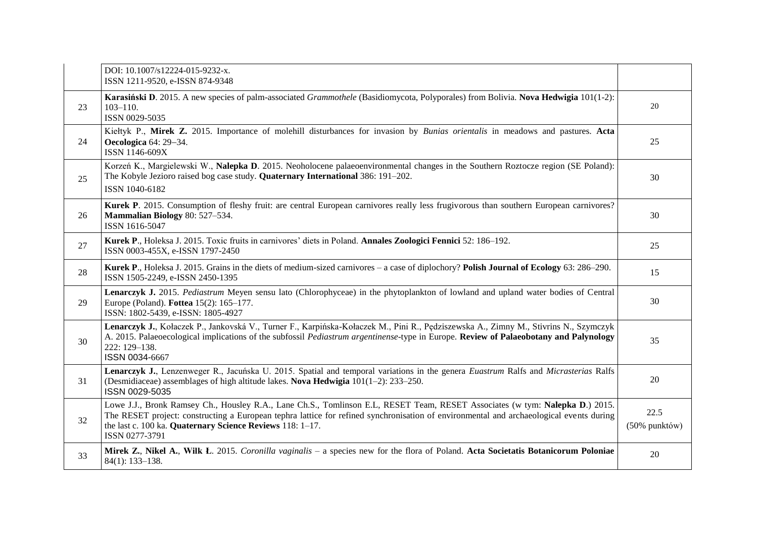| | | |
|---|---|---|
| | DOI: 10.1007/s12224-015-9232-x.<br>ISSN 1211-9520, e-ISSN 874-9348 | |
| 23 | **Karasiński D**. 2015. A new species of palm-associated *Grammothele* (Basidiomycota, Polyporales) from Bolivia. **Nova Hedwigia** 101(1-2): 103–110.<br>ISSN 0029-5035 | 20 |
| 24 | Kiełtyk P., **Mirek Z.** 2015. Importance of molehill disturbances for invasion by *Bunias orientalis* in meadows and pastures. **Acta Oecologica** 64: 29–34.<br>ISSN 1146-609X | 25 |
| 25 | Korzeń K., Margielewski W., **Nalepka D**. 2015. Neoholocene palaeoenvironmental changes in the Southern Roztocze region (SE Poland): The Kobyle Jezioro raised bog case study. **Quaternary International** 386: 191–202.<br>ISSN 1040-6182 | 30 |
| 26 | **Kurek P**. 2015. Consumption of fleshy fruit: are central European carnivores really less frugivorous than southern European carnivores? **Mammalian Biology** 80: 527–534.<br>ISSN 1616-5047 | 30 |
| 27 | **Kurek P**., Holeksa J. 2015. Toxic fruits in carnivores' diets in Poland. **Annales Zoologici Fennici** 52: 186–192.<br>ISSN 0003-455X, e-ISSN 1797-2450 | 25 |
| 28 | **Kurek P**., Holeksa J. 2015. Grains in the diets of medium-sized carnivores – a case of diplochory? **Polish Journal of Ecology** 63: 286–290.<br>ISSN 1505-2249, e-ISSN 2450-1395 | 15 |
| 29 | **Lenarczyk J.** 2015. *Pediastrum* Meyen sensu lato (Chlorophyceae) in the phytoplankton of lowland and upland water bodies of Central Europe (Poland). **Fottea** 15(2): 165–177.<br>ISSN: 1802-5439, e-ISSN: 1805-4927 | 30 |
| 30 | **Lenarczyk J.**, Kołaczek P., Jankovská V., Turner F., Karpińska-Kołaczek M., Pini R., Pędziszewska A., Zimny M., Stivrins N., Szymczyk A. 2015. Palaeoecological implications of the subfossil *Pediastrum argentinense*-type in Europe. **Review of Palaeobotany and Palynology** 222: 129–138.<br>ISSN 0034-6667 | 35 |
| 31 | **Lenarczyk J.**, Lenzenweger R., Jacuńska U. 2015. Spatial and temporal variations in the genera *Euastrum* Ralfs and *Micrasterias* Ralfs (Desmidiaceae) assemblages of high altitude lakes. **Nova Hedwigia** 101(1–2): 233–250.<br>ISSN 0029-5035 | 20 |
| 32 | Lowe J.J., Bronk Ramsey Ch., Housley R.A., Lane Ch.S., Tomlinson E.L, RESET Team, RESET Associates (w tym: **Nalepka D**.) 2015. The RESET project: constructing a European tephra lattice for refined synchronisation of environmental and archaeological events during the last c. 100 ka. **Quaternary Science Reviews** 118: 1–17.<br>ISSN 0277-3791 | 22.5<br>(50% punktów) |
| 33 | **Mirek Z.**, **Nikel A.**, **Wilk Ł**. 2015. *Coronilla vaginalis* – a species new for the flora of Poland. **Acta Societatis Botanicorum Poloniae** 84(1): 133–138. | 20 |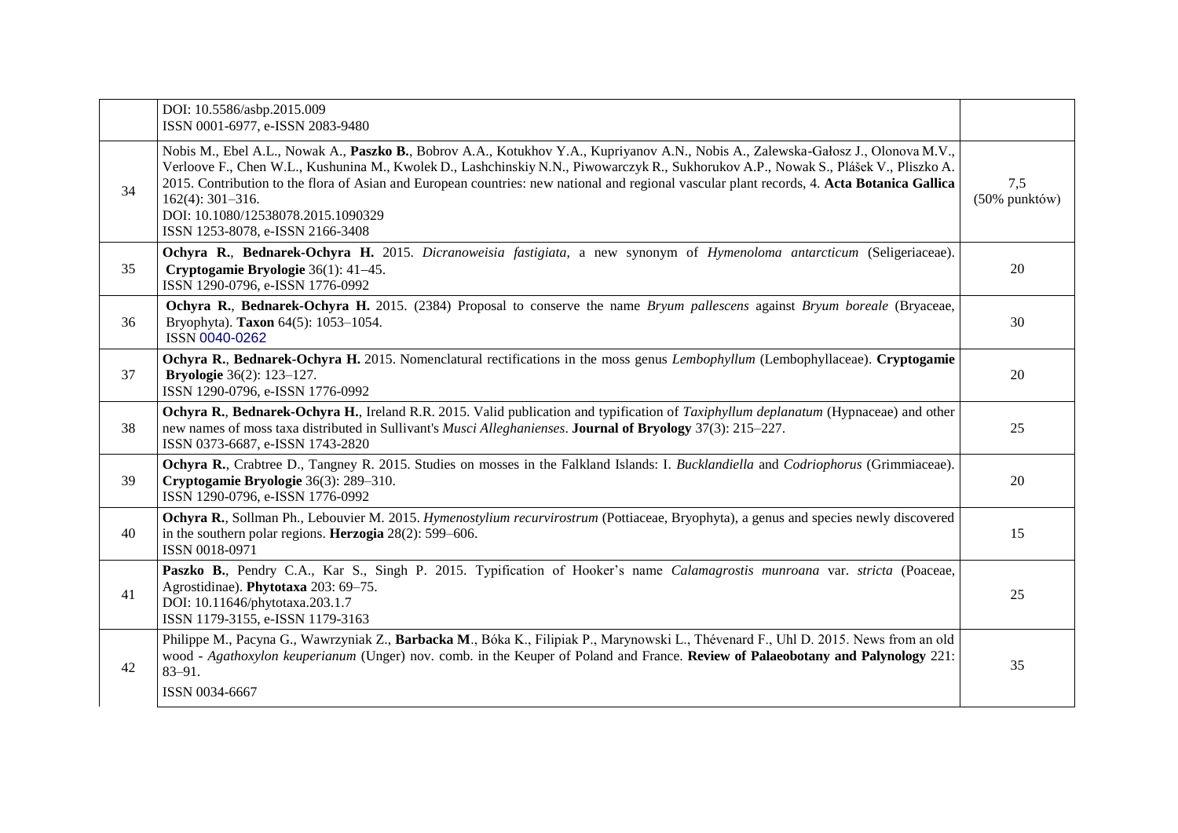| | | |
|---|---|---|
| | DOI: 10.5586/asbp.2015.009<br>ISSN 0001-6977, e-ISSN 2083-9480 | |
| 34 | Nobis M., Ebel A.L., Nowak A., **Paszko B.**, Bobrov A.A., Kotukhov Y.A., Kupriyanov A.N., Nobis A., Zalewska-Gałosz J., Olonova M.V., Verloove F., Chen W.L., Kushunina M., Kwolek D., Lashchinskiy N.N., Piwowarczyk R., Sukhorukov A.P., Nowak S., Plášek V., Pliszko A. 2015. Contribution to the flora of Asian and European countries: new national and regional vascular plant records, 4. **Acta Botanica Gallica** 162(4): 301–316.<br>DOI: 10.1080/12538078.2015.1090329<br>ISSN 1253-8078, e-ISSN 2166-3408 | 7,5<br>(50% punktów) |
| 35 | **Ochyra R.**, **Bednarek-Ochyra H.** 2015. *Dicranoweisia fastigiata*, a new synonym of *Hymenoloma antarcticum* (Seligeriaceae). **Cryptogamie Bryologie** 36(1): 41–45.<br>ISSN 1290-0796, e-ISSN 1776-0992 | 20 |
| 36 | **Ochyra R.**, **Bednarek-Ochyra H.** 2015. (2384) Proposal to conserve the name *Bryum pallescens* against *Bryum boreale* (Bryaceae, Bryophyta). **Taxon** 64(5): 1053–1054.<br>ISSN 0040-0262 | 30 |
| 37 | **Ochyra R.**, **Bednarek-Ochyra H.** 2015. Nomenclatural rectifications in the moss genus *Lembophyllum* (Lembophyllaceae). **Cryptogamie Bryologie** 36(2): 123–127.<br>ISSN 1290-0796, e-ISSN 1776-0992 | 20 |
| 38 | **Ochyra R.**, **Bednarek-Ochyra H.**, Ireland R.R. 2015. Valid publication and typification of *Taxiphyllum deplanatum* (Hypnaceae) and other new names of moss taxa distributed in Sullivant's *Musci Alleghanienses*. **Journal of Bryology** 37(3): 215–227.<br>ISSN 0373-6687, e-ISSN 1743-2820 | 25 |
| 39 | **Ochyra R.**, Crabtree D., Tangney R. 2015. Studies on mosses in the Falkland Islands: I. *Bucklandiella* and *Codriophorus* (Grimmiaceae). **Cryptogamie Bryologie** 36(3): 289–310.<br>ISSN 1290-0796, e-ISSN 1776-0992 | 20 |
| 40 | **Ochyra R.**, Sollman Ph., Lebouvier M. 2015. *Hymenostylium recurvirostrum* (Pottiaceae, Bryophyta), a genus and species newly discovered in the southern polar regions. **Herzogia** 28(2): 599–606.<br>ISSN 0018-0971 | 15 |
| 41 | **Paszko B.**, Pendry C.A., Kar S., Singh P. 2015. Typification of Hooker's name *Calamagrostis munroana* var. *stricta* (Poaceae, Agrostidinae). **Phytotaxa** 203: 69–75.<br>DOI: 10.11646/phytotaxa.203.1.7<br>ISSN 1179-3155, e-ISSN 1179-3163 | 25 |
| 42 | Philippe M., Pacyna G., Wawrzyniak Z., **Barbacka M.**, Bóka K., Filipiak P., Marynowski L., Thévenard F., Uhl D. 2015. News from an old wood - *Agathoxylon keuperianum* (Unger) nov. comb. in the Keuper of Poland and France. **Review of Palaeobotany and Palynology** 221: 83–91.<br>ISSN 0034-6667 | 35 |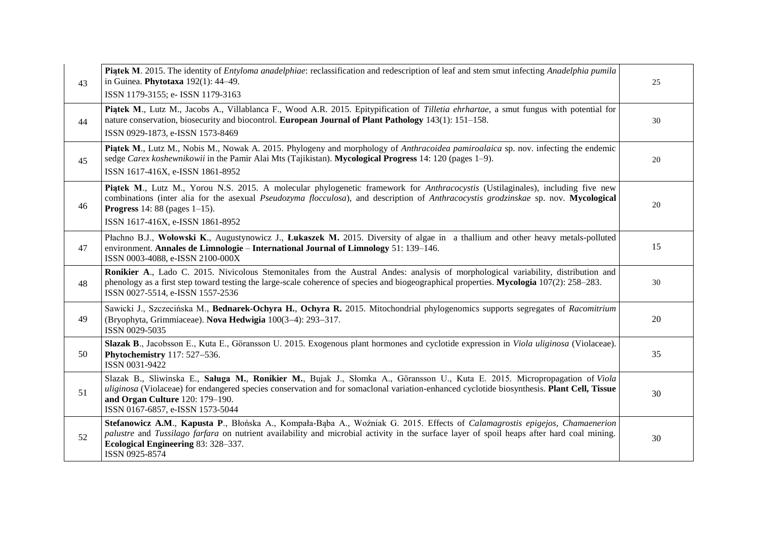| | | |
|---|---|---|
| 43 | **Piątek M**. 2015. The identity of *Entyloma anadelphiae*: reclassification and redescription of leaf and stem smut infecting *Anadelphia pumila* in Guinea. **Phytotaxa** 192(1): 44–49.<br>ISSN 1179-3155; e- ISSN 1179-3163 | 25 |
| 44 | **Piątek M**., Lutz M., Jacobs A., Villablanca F., Wood A.R. 2015. Epitypification of *Tilletia ehrhartae*, a smut fungus with potential for nature conservation, biosecurity and biocontrol. **European Journal of Plant Pathology** 143(1): 151–158.<br>ISSN 0929-1873, e-ISSN 1573-8469 | 30 |
| 45 | **Piątek M**., Lutz M., Nobis M., Nowak A. 2015. Phylogeny and morphology of *Anthracoidea pamiroalaica* sp. nov. infecting the endemic sedge *Carex koshewnikowii* in the Pamir Alai Mts (Tajikistan). **Mycological Progress** 14: 120 (pages 1–9).<br>ISSN 1617-416X, e-ISSN 1861-8952 | 20 |
| 46 | **Piątek M**., Lutz M., Yorou N.S. 2015. A molecular phylogenetic framework for *Anthracocystis* (Ustilaginales), including five new combinations (inter alia for the asexual *Pseudozyma flocculosa*), and description of *Anthracocystis grodzinskae* sp. nov. **Mycological Progress** 14: 88 (pages 1–15).<br>ISSN 1617-416X, e-ISSN 1861-8952 | 20 |
| 47 | Płachno B.J., **Wołowski K**., Augustynowicz J., **Łukaszek M.** 2015. Diversity of algae in a thallium and other heavy metals-polluted environment. **Annales de Limnologie** – **International Journal of Limnology** 51: 139–146.<br>ISSN 0003-4088, e-ISSN 2100-000X | 15 |
| 48 | **Ronikier A**., Lado C. 2015. Nivicolous Stemonitales from the Austral Andes: analysis of morphological variability, distribution and phenology as a first step toward testing the large-scale coherence of species and biogeographical properties. **Mycologia** 107(2): 258–283.<br>ISSN 0027-5514, e-ISSN 1557-2536 | 30 |
| 49 | Sawicki J., Szczecińska M., **Bednarek-Ochyra H.**, **Ochyra R.** 2015. Mitochondrial phylogenomics supports segregates of *Racomitrium* (Bryophyta, Grimmiaceae). **Nova Hedwigia** 100(3–4): 293–317.<br>ISSN 0029-5035 | 20 |
| 50 | **Slazak B**., Jacobsson E., Kuta E., Göransson U. 2015. Exogenous plant hormones and cyclotide expression in *Viola uliginosa* (Violaceae). **Phytochemistry** 117: 527–536.<br>ISSN 0031-9422 | 35 |
| 51 | Slazak B., Sliwinska E., **Saługa M.**, **Ronikier M.**, Bujak J., Słomka A., Göransson U., Kuta E. 2015. Micropropagation of *Viola uliginosa* (Violaceae) for endangered species conservation and for somaclonal variation-enhanced cyclotide biosynthesis. **Plant Cell, Tissue and Organ Culture** 120: 179–190.<br>ISSN 0167-6857, e-ISSN 1573-5044 | 30 |
| 52 | **Stefanowicz A.M**., **Kapusta P**., Błońska A., Kompała-Bąba A., Woźniak G. 2015. Effects of *Calamagrostis epigejos*, *Chamaenerion palustre* and *Tussilago farfara* on nutrient availability and microbial activity in the surface layer of spoil heaps after hard coal mining. **Ecological Engineering** 83: 328–337.<br>ISSN 0925-8574 | 30 |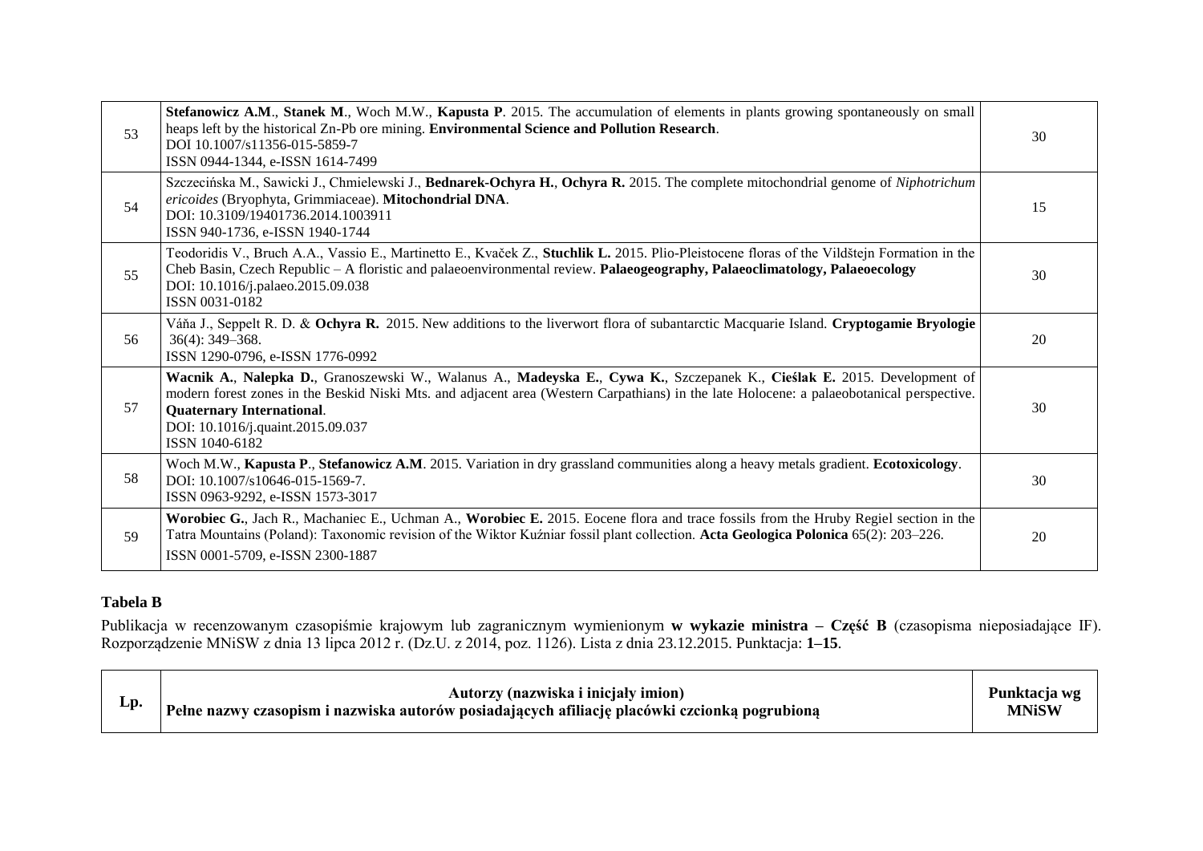| | | |
|---|---|---|
| 53 | **Stefanowicz A.M**., **Stanek M**., Woch M.W., **Kapusta P**. 2015. The accumulation of elements in plants growing spontaneously on small heaps left by the historical Zn-Pb ore mining. **Environmental Science and Pollution Research**.<br>DOI 10.1007/s11356-015-5859-7<br>ISSN 0944-1344, e-ISSN 1614-7499 | 30 |
| 54 | Szczecińska M., Sawicki J., Chmielewski J., **Bednarek-Ochyra H.**, **Ochyra R.** 2015. The complete mitochondrial genome of *Niphotrichum ericoides* (Bryophyta, Grimmiaceae). **Mitochondrial DNA**.<br>DOI: 10.3109/19401736.2014.1003911<br>ISSN 940-1736, e-ISSN 1940-1744 | 15 |
| 55 | Teodoridis V., Bruch A.A., Vassio E., Martinetto E., Kvaček Z., **Stuchlik L.** 2015. Plio-Pleistocene floras of the Vildštejn Formation in the Cheb Basin, Czech Republic – A floristic and palaeoenvironmental review. **Palaeogeography, Palaeoclimatology, Palaeoecology**<br>DOI: 10.1016/j.palaeo.2015.09.038<br>ISSN 0031-0182 | 30 |
| 56 | Váňa J., Seppelt R. D. & **Ochyra R.** 2015. New additions to the liverwort flora of subantarctic Macquarie Island. **Cryptogamie Bryologie** 36(4): 349–368.<br>ISSN 1290-0796, e-ISSN 1776-0992 | 20 |
| 57 | **Wacnik A.**, **Nalepka D.**, Granoszewski W., Walanus A., **Madeyska E.**, **Cywa K.**, Szczepanek K., **Cieślak E.** 2015. Development of modern forest zones in the Beskid Niski Mts. and adjacent area (Western Carpathians) in the late Holocene: a palaeobotanical perspective. **Quaternary International**.<br>DOI: 10.1016/j.quaint.2015.09.037<br>ISSN 1040-6182 | 30 |
| 58 | Woch M.W., **Kapusta P**., **Stefanowicz A.M**. 2015. Variation in dry grassland communities along a heavy metals gradient. **Ecotoxicology**.<br>DOI: 10.1007/s10646-015-1569-7.<br>ISSN 0963-9292, e-ISSN 1573-3017 | 30 |
| 59 | **Worobiec G.**, Jach R., Machaniec E., Uchman A., **Worobiec E.** 2015. Eocene flora and trace fossils from the Hruby Regiel section in the Tatra Mountains (Poland): Taxonomic revision of the Wiktor Kuźniar fossil plant collection. **Acta Geologica Polonica** 65(2): 203–226.<br>ISSN 0001-5709, e-ISSN 2300-1887 | 20 |

**Tabela B**

Publikacja w recenzowanym czasopiśmie krajowym lub zagranicznym wymienionym **w wykazie ministra – Część B** (czasopisma nieposiadające IF). Rozporządzenie MNiSW z dnia 13 lipca 2012 r. (Dz.U. z 2014, poz. 1126). Lista z dnia 23.12.2015. Punktacja: **1–15**.

| Lp. | Autorzy (nazwiska i inicjały imion)<br>Pełne nazwy czasopism i nazwiska autorów posiadających afiliację placówki czcionką pogrubioną | Punktacja wg MNiSW |
|---|---|---|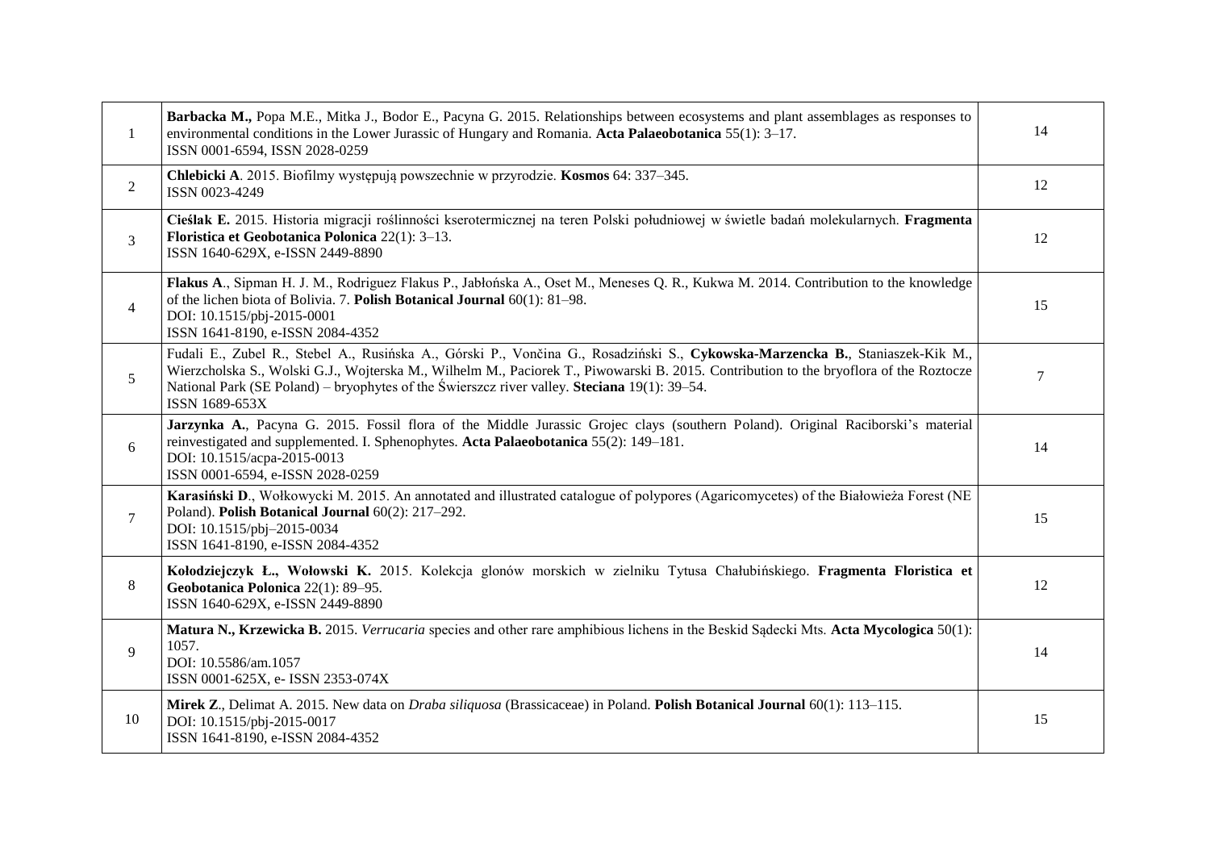| | | |
|---|---|---|
| 1 | **Barbacka M.,** Popa M.E., Mitka J., Bodor E., Pacyna G. 2015. Relationships between ecosystems and plant assemblages as responses to environmental conditions in the Lower Jurassic of Hungary and Romania. **Acta Palaeobotanica** 55(1): 3–17.<br>ISSN 0001-6594, ISSN 2028-0259 | 14 |
| 2 | **Chlebicki A**. 2015. Biofilmy występują powszechnie w przyrodzie. **Kosmos** 64: 337–345.<br>ISSN 0023-4249 | 12 |
| 3 | **Cieślak E.** 2015. Historia migracji roślinności kserotermicznej na teren Polski południowej w świetle badań molekularnych. **Fragmenta Floristica et Geobotanica Polonica** 22(1): 3–13.<br>ISSN 1640-629X, e-ISSN 2449-8890 | 12 |
| 4 | **Flakus A**., Sipman H. J. M., Rodriguez Flakus P., Jabłońska A., Oset M., Meneses Q. R., Kukwa M. 2014. Contribution to the knowledge of the lichen biota of Bolivia. 7. **Polish Botanical Journal** 60(1): 81–98.<br>DOI: 10.1515/pbj-2015-0001<br>ISSN 1641-8190, e-ISSN 2084-4352 | 15 |
| 5 | Fudali E., Zubel R., Stebel A., Rusińska A., Górski P., Vončina G., Rosadziński S., **Cykowska-Marzencka B.**, Staniaszek-Kik M., Wierzcholska S., Wolski G.J., Wojterska M., Wilhelm M., Paciorek T., Piwowarski B. 2015. Contribution to the bryoflora of the Roztocze National Park (SE Poland) – bryophytes of the Świerszcz river valley. **Steciana** 19(1): 39–54.<br>ISSN 1689-653X | 7 |
| 6 | **Jarzynka A.**, Pacyna G. 2015. Fossil flora of the Middle Jurassic Grojec clays (southern Poland). Original Raciborski's material reinvestigated and supplemented. I. Sphenophytes. **Acta Palaeobotanica** 55(2): 149–181.<br>DOI: 10.1515/acpa-2015-0013<br>ISSN 0001-6594, e-ISSN 2028-0259 | 14 |
| 7 | **Karasiński D**., Wołkowycki M. 2015. An annotated and illustrated catalogue of polypores (Agaricomycetes) of the Białowieża Forest (NE Poland). **Polish Botanical Journal** 60(2): 217–292.<br>DOI: 10.1515/pbj–2015-0034<br>ISSN 1641-8190, e-ISSN 2084-4352 | 15 |
| 8 | **Kołodziejczyk Ł., Wołowski K.** 2015. Kolekcja glonów morskich w zielniku Tytusa Chałubińskiego. **Fragmenta Floristica et Geobotanica Polonica** 22(1): 89–95.<br>ISSN 1640-629X, e-ISSN 2449-8890 | 12 |
| 9 | **Matura N., Krzewicka B.** 2015. *Verrucaria* species and other rare amphibious lichens in the Beskid Sądecki Mts. **Acta Mycologica** 50(1): 1057.<br>DOI: 10.5586/am.1057<br>ISSN 0001-625X, e- ISSN 2353-074X | 14 |
| 10 | **Mirek Z**., Delimat A. 2015. New data on *Draba siliquosa* (Brassicaceae) in Poland. **Polish Botanical Journal** 60(1): 113–115.<br>DOI: 10.1515/pbj-2015-0017<br>ISSN 1641-8190, e-ISSN 2084-4352 | 15 |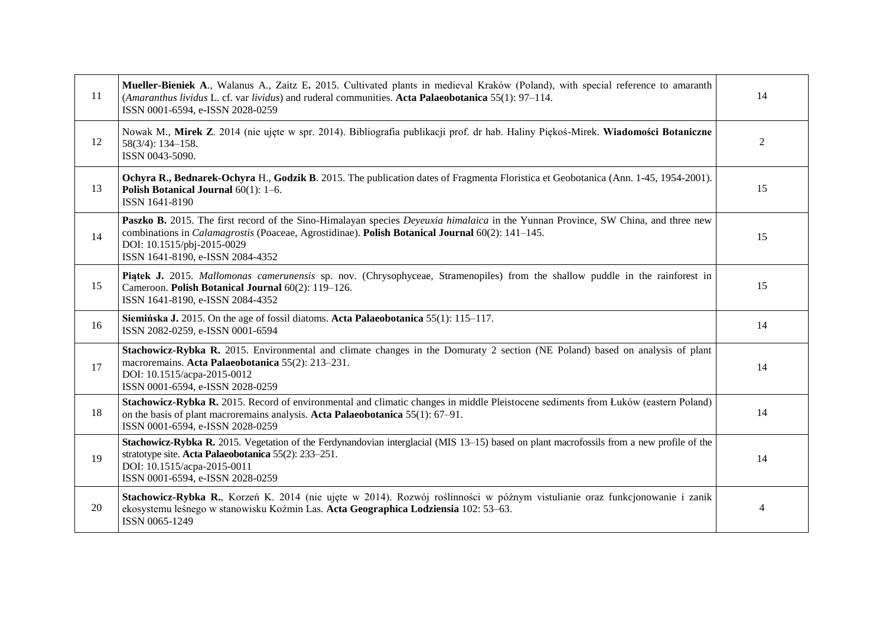| | | |
|---|---|---|
| 11 | **Mueller-Bieniek A**., Walanus A., Zaitz E**.** 2015. Cultivated plants in medieval Kraków (Poland), with special reference to amaranth (*Amaranthus lividus* L. cf. var *lividus*) and ruderal communities. **Acta Palaeobotanica** 55(1): 97–114.<br>ISSN 0001-6594, e-ISSN 2028-0259 | 14 |
| 12 | Nowak M., **Mirek Z**. 2014 (nie ujęte w spr. 2014). Bibliografia publikacji prof. dr hab. Haliny Piękoś-Mirek. **Wiadomości Botaniczne** 58(3/4): 134–158.<br>ISSN 0043-5090. | 2 |
| 13 | **Ochyra R., Bednarek-Ochyra** H., **Godzik B**. 2015. The publication dates of Fragmenta Floristica et Geobotanica (Ann. 1-45, 1954-2001). **Polish Botanical Journal** 60(1): 1–6.<br>ISSN 1641-8190 | 15 |
| 14 | **Paszko B.** 2015. The first record of the Sino-Himalayan species *Deyeuxia himalaica* in the Yunnan Province, SW China, and three new combinations in *Calamagrostis* (Poaceae, Agrostidinae). **Polish Botanical Journal** 60(2): 141–145.<br>DOI: 10.1515/pbj-2015-0029<br>ISSN 1641-8190, e-ISSN 2084-4352 | 15 |
| 15 | **Piątek J.** 2015. *Mallomonas camerunensis* sp. nov. (Chrysophyceae, Stramenopiles) from the shallow puddle in the rainforest in Cameroon. **Polish Botanical Journal** 60(2): 119–126.<br>ISSN 1641-8190, e-ISSN 2084-4352 | 15 |
| 16 | **Siemińska J.** 2015. On the age of fossil diatoms. **Acta Palaeobotanica** 55(1): 115–117.<br>ISSN 2082-0259, e-ISSN 0001-6594 | 14 |
| 17 | **Stachowicz-Rybka R.** 2015. Environmental and climate changes in the Domuraty 2 section (NE Poland) based on analysis of plant macroremains. **Acta Palaeobotanica** 55(2): 213–231.<br>DOI: 10.1515/acpa-2015-0012<br>ISSN 0001-6594, e-ISSN 2028-0259 | 14 |
| 18 | **Stachowicz-Rybka R.** 2015. Record of environmental and climatic changes in middle Pleistocene sediments from Łuków (eastern Poland) on the basis of plant macroremains analysis. **Acta Palaeobotanica** 55(1): 67–91.<br>ISSN 0001-6594, e-ISSN 2028-0259 | 14 |
| 19 | **Stachowicz-Rybka R.** 2015. Vegetation of the Ferdynandovian interglacial (MIS 13–15) based on plant macrofossils from a new profile of the stratotype site. **Acta Palaeobotanica** 55(2): 233–251.<br>DOI: 10.1515/acpa-2015-0011<br>ISSN 0001-6594, e-ISSN 2028-0259 | 14 |
| 20 | **Stachowicz-Rybka R.**, Korzeń K. 2014 (nie ujęte w 2014). Rozwój roślinności w późnym vistulianie oraz funkcjonowanie i zanik ekosystemu leśnego w stanowisku Koźmin Las. **Acta Geographica Lodziensia** 102: 53–63.<br>ISSN 0065-1249 | 4 |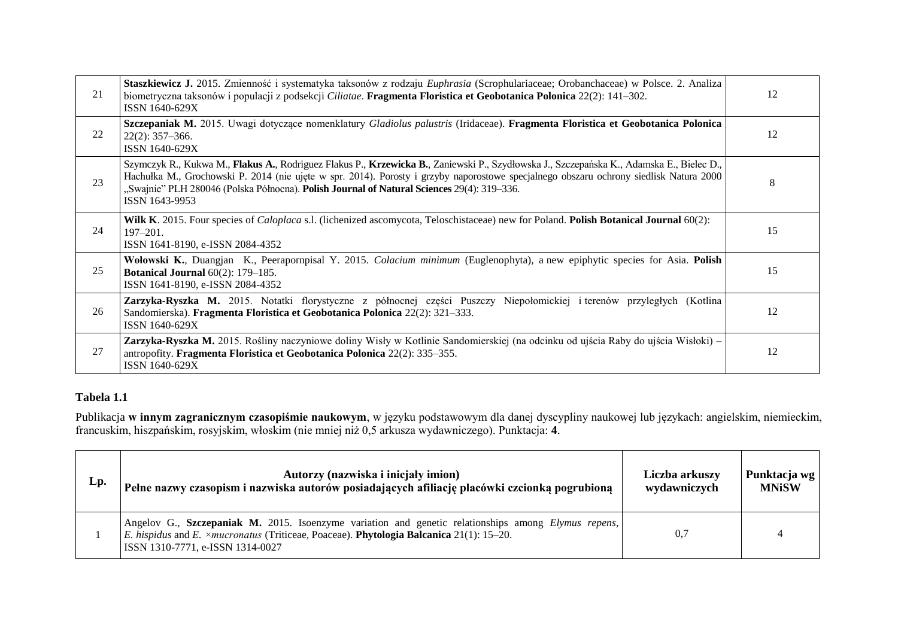| | | |
|---|---|---|
| 21 | **Staszkiewicz J.** 2015. Zmienność i systematyka taksonów z rodzaju *Euphrasia* (Scrophulariaceae; Orobanchaceae) w Polsce. 2. Analiza biometryczna taksonów i populacji z podsekcji *Ciliatae*. **Fragmenta Floristica et Geobotanica Polonica** 22(2): 141–302. ISSN 1640-629X | 12 |
| 22 | **Szczepaniak M.** 2015. Uwagi dotyczące nomenklatury *Gladiolus palustris* (Iridaceae). **Fragmenta Floristica et Geobotanica Polonica** 22(2): 357–366. ISSN 1640-629X | 12 |
| 23 | Szymczyk R., Kukwa M., **Flakus A.**, Rodriguez Flakus P., **Krzewicka B.**, Zaniewski P., Szydłowska J., Szczepańska K., Adamska E., Bielec D., Hachułka M., Grochowski P. 2014 (nie ujęte w spr. 2014). Porosty i grzyby naporostowe specjalnego obszaru ochrony siedlisk Natura 2000 „Swajnie" PLH 280046 (Polska Północna). **Polish Journal of Natural Sciences** 29(4): 319–336. ISSN 1643-9953 | 8 |
| 24 | **Wilk K**. 2015. Four species of *Caloplaca* s.l. (lichenized ascomycota, Teloschistaceae) new for Poland. **Polish Botanical Journal** 60(2): 197–201. ISSN 1641-8190, e-ISSN 2084-4352 | 15 |
| 25 | **Wołowski K.**, Duangjan K., Peerapornpisal Y. 2015. *Colacium minimum* (Euglenophyta), a new epiphytic species for Asia. **Polish Botanical Journal** 60(2): 179–185. ISSN 1641-8190, e-ISSN 2084-4352 | 15 |
| 26 | **Zarzyka-Ryszka M.** 2015. Notatki florystyczne z północnej części Puszczy Niepołomickiej i terenów przyległych (Kotlina Sandomierska). **Fragmenta Floristica et Geobotanica Polonica** 22(2): 321–333. ISSN 1640-629X | 12 |
| 27 | **Zarzyka-Ryszka M.** 2015. Rośliny naczyniowe doliny Wisły w Kotlinie Sandomierskiej (na odcinku od ujścia Raby do ujścia Wisłoki) – antropofity. **Fragmenta Floristica et Geobotanica Polonica** 22(2): 335–355. ISSN 1640-629X | 12 |

**Tabela 1.1**

Publikacja **w innym zagranicznym czasopiśmie naukowym**, w języku podstawowym dla danej dyscypliny naukowej lub językach: angielskim, niemieckim, francuskim, hiszpańskim, rosyjskim, włoskim (nie mniej niż 0,5 arkusza wydawniczego). Punktacja: **4**.

| Lp. | Autorzy (nazwiska i inicjały imion) Pełne nazwy czasopism i nazwiska autorów posiadających afiliację placówki czcionką pogrubioną | Liczba arkuszy wydawniczych | Punktacja wg MNiSW |
|---|---|---|---|
| 1 | Angelov G., **Szczepaniak M.** 2015. Isoenzyme variation and genetic relationships among *Elymus repens*, *E. hispidus* and *E.* ×*mucronatus* (Triticeae, Poaceae). **Phytologia Balcanica** 21(1): 15–20. ISSN 1310-7771, e-ISSN 1314-0027 | 0,7 | 4 |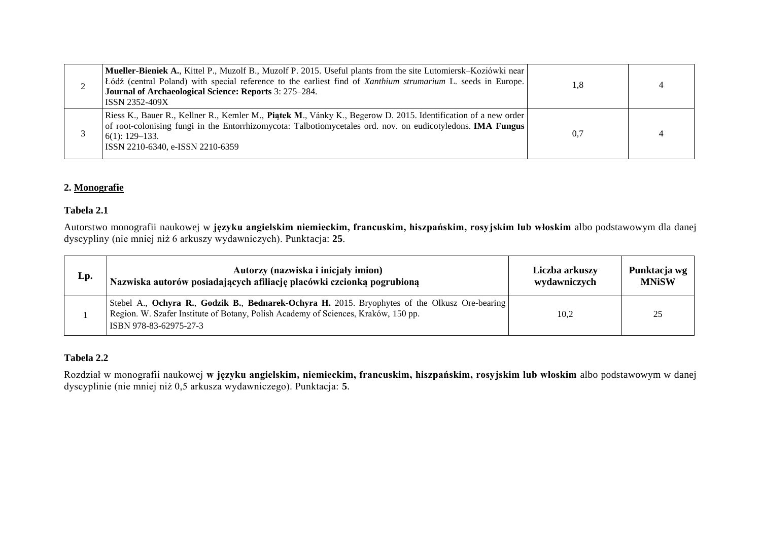| | | | |
|---|---|---|---|
| 2 | **Mueller-Bieniek A.**, Kittel P., Muzolf B., Muzolf P. 2015. Useful plants from the site Lutomiersk–Koziówki near Łódź (central Poland) with special reference to the earliest find of *Xanthium strumarium* L. seeds in Europe. **Journal of Archaeological Science: Reports** 3: 275–284. ISSN 2352-409X | 1,8 | 4 |
| 3 | Riess K., Bauer R., Kellner R., Kemler M., **Piątek M**., Vánky K., Begerow D. 2015. Identification of a new order of root-colonising fungi in the Entorrhizomycota: Talbotiomycetales ord. nov. on eudicotyledons. **IMA Fungus** 6(1): 129–133. ISSN 2210-6340, e-ISSN 2210-6359 | 0,7 | 4 |

**2. Monografie**

**Tabela 2.1**

Autorstwo monografii naukowej w **języku angielskim niemieckim, francuskim, hiszpańskim, rosyjskim lub włoskim** albo podstawowym dla danej dyscypliny (nie mniej niż 6 arkuszy wydawniczych). Punktacja: **25**.

| Lp. | Autorzy (nazwiska i inicjały imion) Nazwiska autorów posiadających afiliację placówki czcionką pogrubioną | Liczba arkuszy wydawniczych | Punktacja wg MNiSW |
|---|---|---|---|
| 1 | Stebel A., **Ochyra R.**, **Godzik B.**, **Bednarek-Ochyra H.** 2015. Bryophytes of the Olkusz Ore-bearing Region. W. Szafer Institute of Botany, Polish Academy of Sciences, Kraków, 150 pp. ISBN 978-83-62975-27-3 | 10,2 | 25 |

**Tabela 2.2**

Rozdział w monografii naukowej **w języku angielskim, niemieckim, francuskim, hiszpańskim, rosyjskim lub włoskim** albo podstawowym w danej dyscyplinie (nie mniej niż 0,5 arkusza wydawniczego). Punktacja: **5**.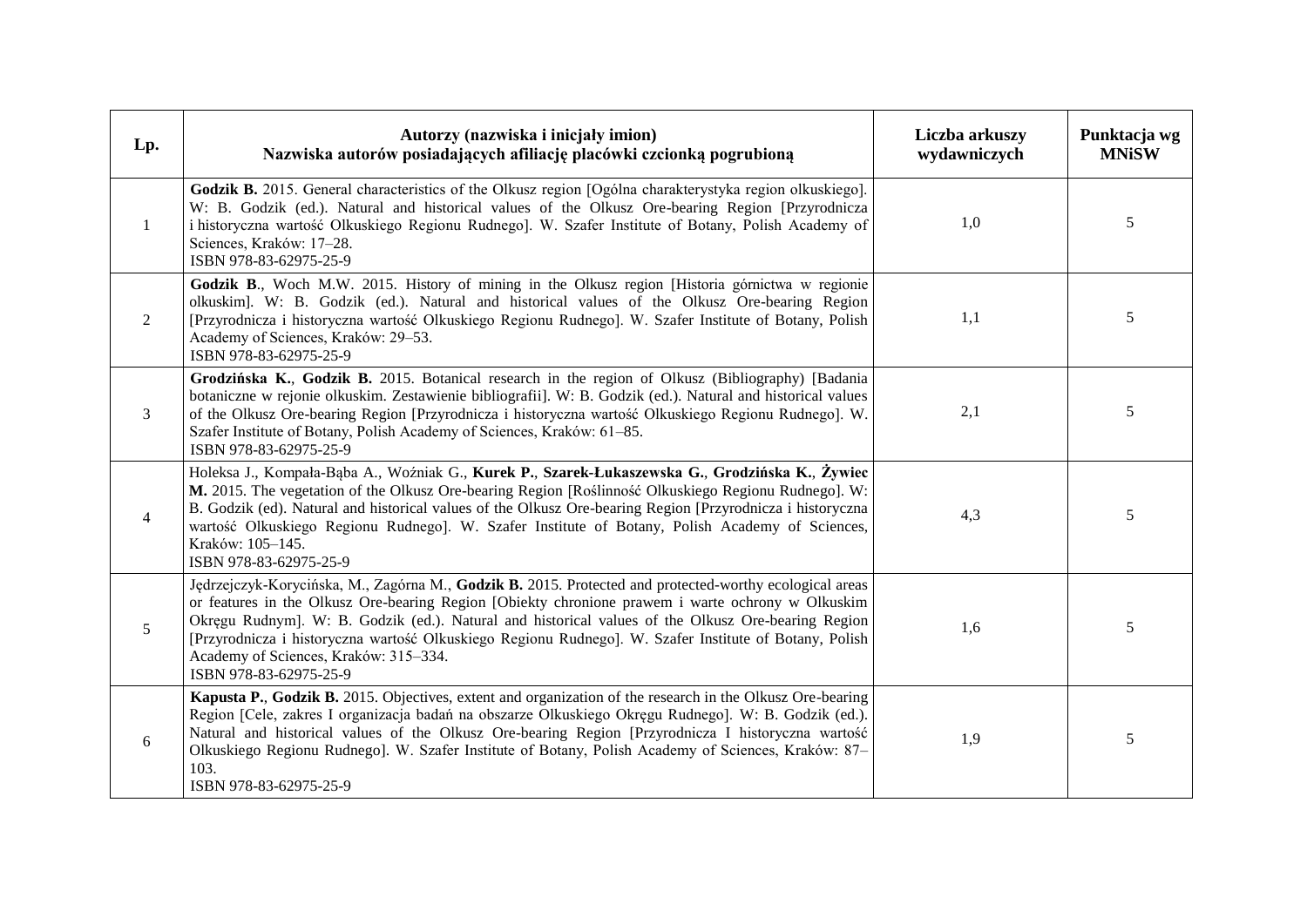| Lp. | Autorzy (nazwiska i inicjały imion)<br>Nazwiska autorów posiadających afiliację placówki czcionką pogrubioną | Liczba arkuszy wydawniczych | Punktacja wg MNiSW |
|---|---|---|---|
| 1 | **Godzik B.** 2015. General characteristics of the Olkusz region [Ogólna charakterystyka region olkuskiego]. W: B. Godzik (ed.). Natural and historical values of the Olkusz Ore-bearing Region [Przyrodnicza i historyczna wartość Olkuskiego Regionu Rudnego]. W. Szafer Institute of Botany, Polish Academy of Sciences, Kraków: 17–28.<br>ISBN 978-83-62975-25-9 | 1,0 | 5 |
| 2 | **Godzik B**., Woch M.W. 2015. History of mining in the Olkusz region [Historia górnictwa w regionie olkuskim]. W: B. Godzik (ed.). Natural and historical values of the Olkusz Ore-bearing Region [Przyrodnicza i historyczna wartość Olkuskiego Regionu Rudnego]. W. Szafer Institute of Botany, Polish Academy of Sciences, Kraków: 29–53.<br>ISBN 978-83-62975-25-9 | 1,1 | 5 |
| 3 | **Grodzińska K.**, **Godzik B.** 2015. Botanical research in the region of Olkusz (Bibliography) [Badania botaniczne w rejonie olkuskim. Zestawienie bibliografii]. W: B. Godzik (ed.). Natural and historical values of the Olkusz Ore-bearing Region [Przyrodnicza i historyczna wartość Olkuskiego Regionu Rudnego]. W. Szafer Institute of Botany, Polish Academy of Sciences, Kraków: 61–85.<br>ISBN 978-83-62975-25-9 | 2,1 | 5 |
| 4 | Holeksa J., Kompała-Bąba A., Woźniak G., **Kurek P.**, **Szarek-Łukaszewska G.**, **Grodzińska K.**, **Żywiec M.** 2015. The vegetation of the Olkusz Ore-bearing Region [Roślinność Olkuskiego Regionu Rudnego]. W: B. Godzik (ed). Natural and historical values of the Olkusz Ore-bearing Region [Przyrodnicza i historyczna wartość Olkuskiego Regionu Rudnego]. W. Szafer Institute of Botany, Polish Academy of Sciences, Kraków: 105–145.<br>ISBN 978-83-62975-25-9 | 4,3 | 5 |
| 5 | Jędrzejczyk-Korycińska, M., Zagórna M., **Godzik B.** 2015. Protected and protected-worthy ecological areas or features in the Olkusz Ore-bearing Region [Obiekty chronione prawem i warte ochrony w Olkuskim Okręgu Rudnym]. W: B. Godzik (ed.). Natural and historical values of the Olkusz Ore-bearing Region [Przyrodnicza i historyczna wartość Olkuskiego Regionu Rudnego]. W. Szafer Institute of Botany, Polish Academy of Sciences, Kraków: 315–334.<br>ISBN 978-83-62975-25-9 | 1,6 | 5 |
| 6 | **Kapusta P.**, **Godzik B.** 2015. Objectives, extent and organization of the research in the Olkusz Ore-bearing Region [Cele, zakres I organizacja badań na obszarze Olkuskiego Okręgu Rudnego]. W: B. Godzik (ed.). Natural and historical values of the Olkusz Ore-bearing Region [Przyrodnicza I historyczna wartość Olkuskiego Regionu Rudnego]. W. Szafer Institute of Botany, Polish Academy of Sciences, Kraków: 87–103.<br>ISBN 978-83-62975-25-9 | 1,9 | 5 |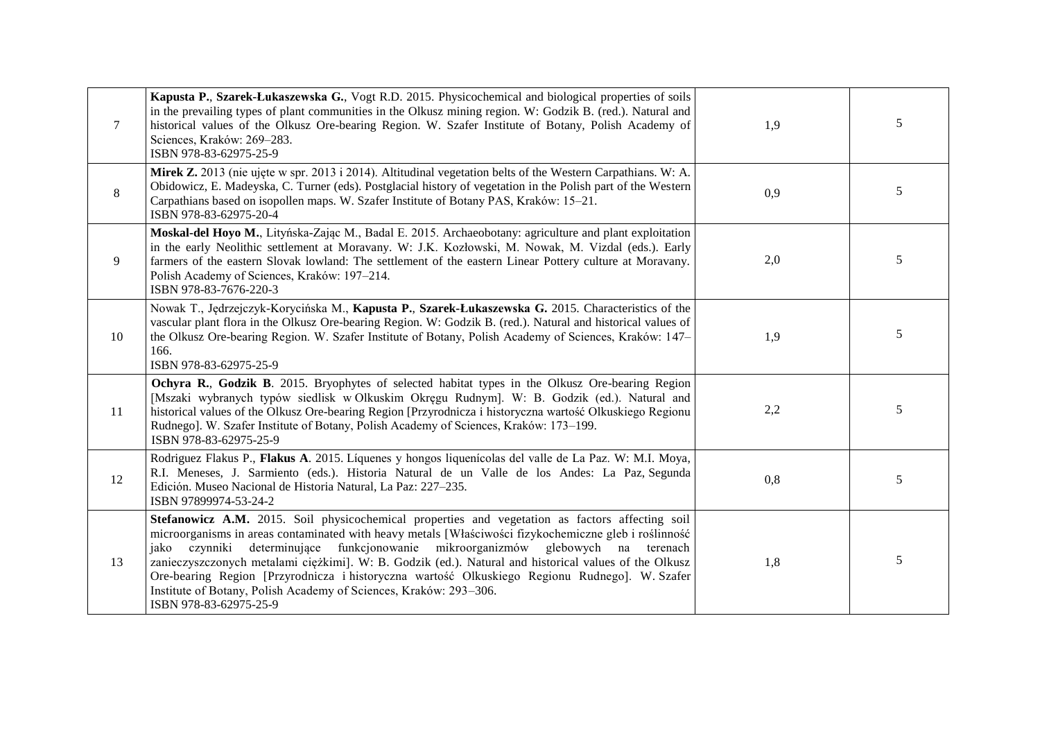| | | | |
|---|---|---|---|
| 7 | **Kapusta P.**, **Szarek-Łukaszewska G.**, Vogt R.D. 2015. Physicochemical and biological properties of soils in the prevailing types of plant communities in the Olkusz mining region. W: Godzik B. (red.). Natural and historical values of the Olkusz Ore-bearing Region. W. Szafer Institute of Botany, Polish Academy of Sciences, Kraków: 269–283.<br>ISBN 978-83-62975-25-9 | 1,9 | 5 |
| 8 | **Mirek Z.** 2013 (nie ujęte w spr. 2013 i 2014). Altitudinal vegetation belts of the Western Carpathians. W: A. Obidowicz, E. Madeyska, C. Turner (eds). Postglacial history of vegetation in the Polish part of the Western Carpathians based on isopollen maps. W. Szafer Institute of Botany PAS, Kraków: 15–21.<br>ISBN 978-83-62975-20-4 | 0,9 | 5 |
| 9 | **Moskal-del Hoyo M.**, Lityńska-Zając M., Badal E. 2015. Archaeobotany: agriculture and plant exploitation in the early Neolithic settlement at Moravany. W: J.K. Kozłowski, M. Nowak, M. Vizdal (eds.). Early farmers of the eastern Slovak lowland: The settlement of the eastern Linear Pottery culture at Moravany. Polish Academy of Sciences, Kraków: 197–214.<br>ISBN 978-83-7676-220-3 | 2,0 | 5 |
| 10 | Nowak T., Jędrzejczyk-Korycińska M., **Kapusta P.**, **Szarek-Łukaszewska G.** 2015. Characteristics of the vascular plant flora in the Olkusz Ore-bearing Region. W: Godzik B. (red.). Natural and historical values of the Olkusz Ore-bearing Region. W. Szafer Institute of Botany, Polish Academy of Sciences, Kraków: 147–166.<br>ISBN 978-83-62975-25-9 | 1,9 | 5 |
| 11 | **Ochyra R.**, **Godzik B**. 2015. Bryophytes of selected habitat types in the Olkusz Ore-bearing Region [Mszaki wybranych typów siedlisk w Olkuskim Okręgu Rudnym]. W: B. Godzik (ed.). Natural and historical values of the Olkusz Ore-bearing Region [Przyrodnicza i historyczna wartość Olkuskiego Regionu Rudnego]. W. Szafer Institute of Botany, Polish Academy of Sciences, Kraków: 173–199.<br>ISBN 978-83-62975-25-9 | 2,2 | 5 |
| 12 | Rodriguez Flakus P., **Flakus A**. 2015. Líquenes y hongos liquenícolas del valle de La Paz. W: M.I. Moya, R.I. Meneses, J. Sarmiento (eds.). Historia Natural de un Valle de los Andes: La Paz, Segunda Edición. Museo Nacional de Historia Natural, La Paz: 227–235.<br>ISBN 97899974-53-24-2 | 0,8 | 5 |
| 13 | **Stefanowicz A.M.** 2015. Soil physicochemical properties and vegetation as factors affecting soil microorganisms in areas contaminated with heavy metals [Właściwości fizykochemiczne gleb i roślinność jako czynniki determinujące funkcjonowanie mikroorganizmów glebowych na terenach zanieczyszczonych metalami ciężkimi]. W: B. Godzik (ed.). Natural and historical values of the Olkusz Ore-bearing Region [Przyrodnicza i historyczna wartość Olkuskiego Regionu Rudnego]. W. Szafer Institute of Botany, Polish Academy of Sciences, Kraków: 293–306.<br>ISBN 978-83-62975-25-9 | 1,8 | 5 |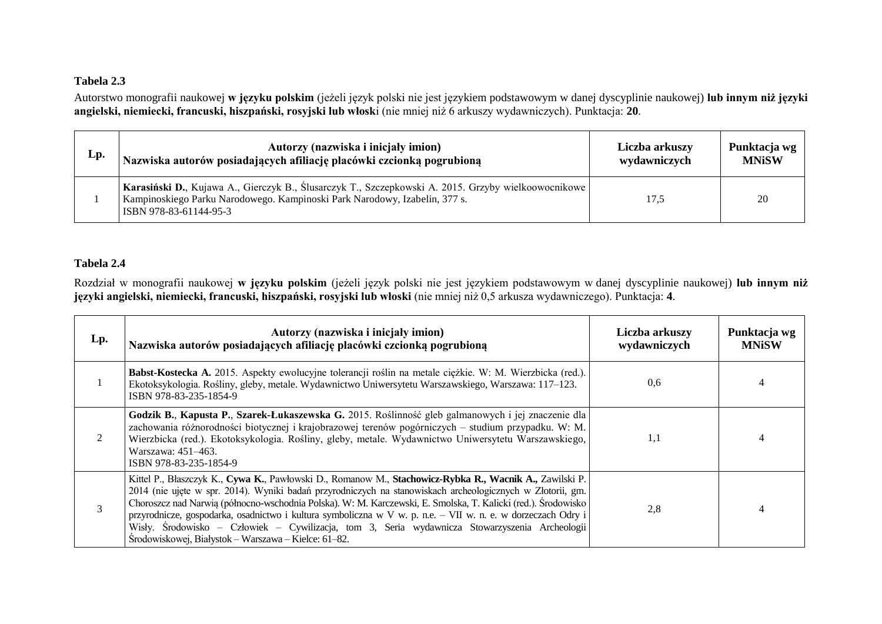**Tabela 2.3**

Autorstwo monografii naukowej **w języku polskim** (jeżeli język polski nie jest językiem podstawowym w danej dyscyplinie naukowej) **lub innym niż języki angielski, niemiecki, francuski, hiszpański, rosyjski lub włosk**i (nie mniej niż 6 arkuszy wydawniczych). Punktacja: **20**.

| Lp. | Autorzy (nazwiska i inicjały imion)<br>Nazwiska autorów posiadających afiliację placówki czcionką pogrubioną | Liczba arkuszy wydawniczych | Punktacja wg MNiSW |
|---|---|---|---|
| 1 | **Karasiński D.**, Kujawa A., Gierczyk B., Ślusarczyk T., Szczepkowski A. 2015. Grzyby wielkoowocnikowe Kampinoskiego Parku Narodowego. Kampinoski Park Narodowy, Izabelin, 377 s.<br>ISBN 978-83-61144-95-3 | 17,5 | 20 |

**Tabela 2.4**

Rozdział w monografii naukowej **w języku polskim** (jeżeli język polski nie jest językiem podstawowym w danej dyscyplinie naukowej) **lub innym niż języki angielski, niemiecki, francuski, hiszpański, rosyjski lub włoski** (nie mniej niż 0,5 arkusza wydawniczego). Punktacja: **4**.

| Lp. | Autorzy (nazwiska i inicjały imion)<br>Nazwiska autorów posiadających afiliację placówki czcionką pogrubioną | Liczba arkuszy wydawniczych | Punktacja wg MNiSW |
|---|---|---|---|
| 1 | **Babst-Kostecka A.** 2015. Aspekty ewolucyjne tolerancji roślin na metale ciężkie. W: M. Wierzbicka (red.). Ekotoksykologia. Rośliny, gleby, metale. Wydawnictwo Uniwersytetu Warszawskiego, Warszawa: 117–123.<br>ISBN 978-83-235-1854-9 | 0,6 | 4 |
| 2 | **Godzik B.**, **Kapusta P.**, **Szarek-Łukaszewska G.** 2015. Roślinność gleb galmanowych i jej znaczenie dla zachowania różnorodności biotycznej i krajobrazowej terenów pogórniczych – studium przypadku. W: M. Wierzbicka (red.). Ekotoksykologia. Rośliny, gleby, metale. Wydawnictwo Uniwersytetu Warszawskiego, Warszawa: 451–463.<br>ISBN 978-83-235-1854-9 | 1,1 | 4 |
| 3 | Kittel P., Błaszczyk K., **Cywa K.**, Pawłowski D., Romanow M., **Stachowicz-Rybka R., Wacnik A.,** Zawilski P. 2014 (nie ujęte w spr. 2014). Wyniki badań przyrodniczych na stanowiskach archeologicznych w Złotorii, gm. Choroszcz nad Narwią (północno-wschodnia Polska). W: M. Karczewski, E. Smolska, T. Kalicki (red.). Środowisko przyrodnicze, gospodarka, osadnictwo i kultura symboliczna w V w. p. n.e. – VII w. n. e. w dorzeczach Odry i Wisły. Środowisko – Człowiek – Cywilizacja, tom 3, Seria wydawnicza Stowarzyszenia Archeologii Środowiskowej, Białystok – Warszawa – Kielce: 61–82. | 2,8 | 4 |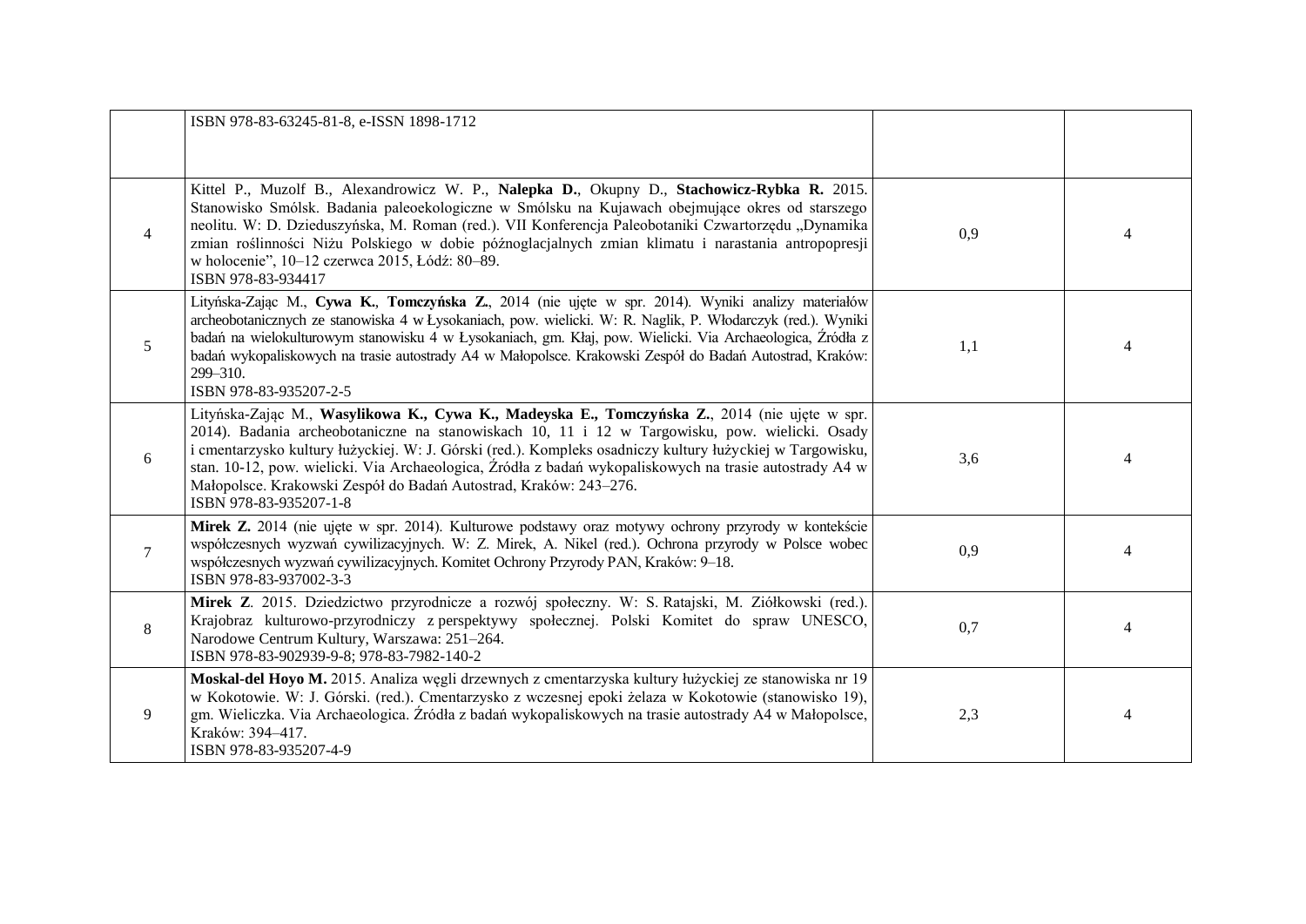| | | | |
|---|---|---|---|
| | ISBN 978-83-63245-81-8, e-ISSN 1898-1712 | | |
| 4 | Kittel P., Muzolf B., Alexandrowicz W. P., **Nalepka D.**, Okupny D., **Stachowicz-Rybka R.** 2015. Stanowisko Smólsk. Badania paleoekologiczne w Smólsku na Kujawach obejmujące okres od starszego neolitu. W: D. Dzieduszyńska, M. Roman (red.). VII Konferencja Paleobotaniki Czwartorzędu „Dynamika zmian roślinności Niżu Polskiego w dobie późnoglacjalnych zmian klimatu i narastania antropopresji w holocenie", 10–12 czerwca 2015, Łódź: 80–89.<br>ISBN 978-83-934417 | 0,9 | 4 |
| 5 | Lityńska-Zając M., **Cywa K.**, **Tomczyńska Z.**, 2014 (nie ujęte w spr. 2014). Wyniki analizy materiałów archeobotanicznych ze stanowiska 4 w Łysokaniach, pow. wielicki. W: R. Naglik, P. Włodarczyk (red.). Wyniki badań na wielokulturowym stanowisku 4 w Łysokaniach, gm. Kłaj, pow. Wielicki. Via Archaeologica, Źródła z badań wykopaliskowych na trasie autostrady A4 w Małopolsce. Krakowski Zespół do Badań Autostrad, Kraków: 299–310.<br>ISBN 978-83-935207-2-5 | 1,1 | 4 |
| 6 | Lityńska-Zając M., **Wasylikowa K., Cywa K., Madeyska E., Tomczyńska Z.**, 2014 (nie ujęte w spr. 2014). Badania archeobotaniczne na stanowiskach 10, 11 i 12 w Targowisku, pow. wielicki. Osady i cmentarzysko kultury łużyckiej. W: J. Górski (red.). Kompleks osadniczy kultury łużyckiej w Targowisku, stan. 10-12, pow. wielicki. Via Archaeologica, Źródła z badań wykopaliskowych na trasie autostrady A4 w Małopolsce. Krakowski Zespół do Badań Autostrad, Kraków: 243–276.<br>ISBN 978-83-935207-1-8 | 3,6 | 4 |
| 7 | **Mirek Z.** 2014 (nie ujęte w spr. 2014). Kulturowe podstawy oraz motywy ochrony przyrody w kontekście współczesnych wyzwań cywilizacyjnych. W: Z. Mirek, A. Nikel (red.). Ochrona przyrody w Polsce wobec współczesnych wyzwań cywilizacyjnych. Komitet Ochrony Przyrody PAN, Kraków: 9–18.<br>ISBN 978-83-937002-3-3 | 0,9 | 4 |
| 8 | **Mirek Z**. 2015. Dziedzictwo przyrodnicze a rozwój społeczny. W: S. Ratajski, M. Ziółkowski (red.). Krajobraz kulturowo-przyrodniczy z perspektywy społecznej. Polski Komitet do spraw UNESCO, Narodowe Centrum Kultury, Warszawa: 251–264.<br>ISBN 978-83-902939-9-8; 978-83-7982-140-2 | 0,7 | 4 |
| 9 | **Moskal-del Hoyo M.** 2015. Analiza węgli drzewnych z cmentarzyska kultury łużyckiej ze stanowiska nr 19 w Kokotowie. W: J. Górski. (red.). Cmentarzysko z wczesnej epoki żelaza w Kokotowie (stanowisko 19), gm. Wieliczka. Via Archaeologica. Źródła z badań wykopaliskowych na trasie autostrady A4 w Małopolsce, Kraków: 394–417.<br>ISBN 978-83-935207-4-9 | 2,3 | 4 |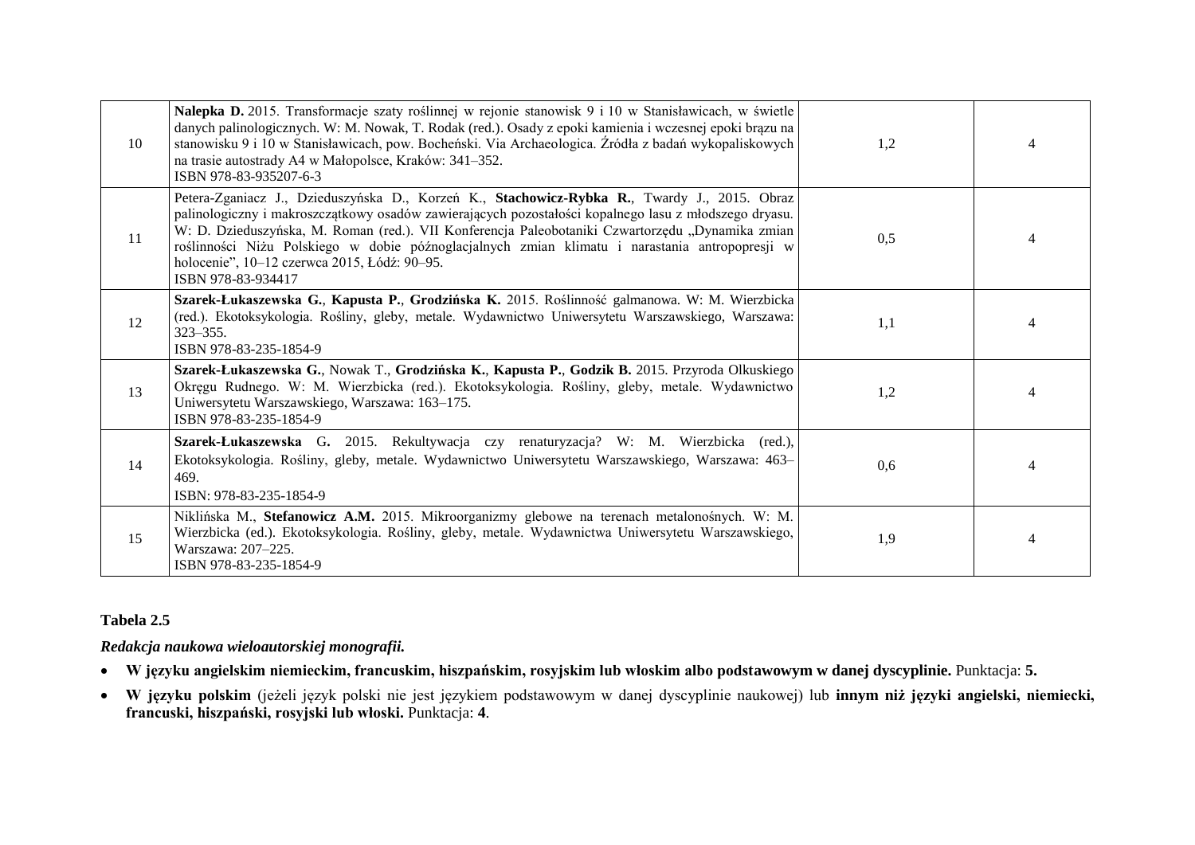| | | | |
|---|---|---|---|
| 10 | **Nalepka D.** 2015. Transformacje szaty roślinnej w rejonie stanowisk 9 i 10 w Stanisławicach, w świetle danych palinologicznych. W: M. Nowak, T. Rodak (red.). Osady z epoki kamienia i wczesnej epoki brązu na stanowisku 9 i 10 w Stanisławicach, pow. Bocheński. Via Archaeologica. Źródła z badań wykopaliskowych na trasie autostrady A4 w Małopolsce, Kraków: 341–352.<br>ISBN 978-83-935207-6-3 | 1,2 | 4 |
| 11 | Petera-Zganiacz J., Dzieduszyńska D., Korzeń K., **Stachowicz-Rybka R.**, Twardy J., 2015. Obraz palinologiczny i makroszczątkowy osadów zawierających pozostałości kopalnego lasu z młodszego dryasu. W: D. Dzieduszyńska, M. Roman (red.). VII Konferencja Paleobotaniki Czwartorzędu „Dynamika zmian roślinności Niżu Polskiego w dobie późnoglacjalnych zmian klimatu i narastania antropopresji w holocenie", 10–12 czerwca 2015, Łódź: 90–95.<br>ISBN 978-83-934417 | 0,5 | 4 |
| 12 | **Szarek-Łukaszewska G.**, **Kapusta P.**, **Grodzińska K.** 2015. Roślinność galmanowa. W: M. Wierzbicka (red.). Ekotoksykologia. Rośliny, gleby, metale. Wydawnictwo Uniwersytetu Warszawskiego, Warszawa: 323–355.<br>ISBN 978-83-235-1854-9 | 1,1 | 4 |
| 13 | **Szarek-Łukaszewska G.**, Nowak T., **Grodzińska K.**, **Kapusta P.**, **Godzik B.** 2015. Przyroda Olkuskiego Okręgu Rudnego. W: M. Wierzbicka (red.). Ekotoksykologia. Rośliny, gleby, metale. Wydawnictwo Uniwersytetu Warszawskiego, Warszawa: 163–175.<br>ISBN 978-83-235-1854-9 | 1,2 | 4 |
| 14 | **Szarek-Łukaszewska** G**.** 2015. Rekultywacja czy renaturyzacja? W: M. Wierzbicka (red.), Ekotoksykologia. Rośliny, gleby, metale. Wydawnictwo Uniwersytetu Warszawskiego, Warszawa: 463–469.<br>ISBN: 978-83-235-1854-9 | 0,6 | 4 |
| 15 | Niklińska M., **Stefanowicz A.M.** 2015. Mikroorganizmy glebowe na terenach metalonośnych. W: M. Wierzbicka (ed.). Ekotoksykologia. Rośliny, gleby, metale. Wydawnictwa Uniwersytetu Warszawskiego, Warszawa: 207–225.<br>ISBN 978-83-235-1854-9 | 1,9 | 4 |

**Tabela 2.5**

***Redakcja naukowa wieloautorskiej monografii.***

- **W języku angielskim niemieckim, francuskim, hiszpańskim, rosyjskim lub włoskim albo podstawowym w danej dyscyplinie.** Punktacja: **5.**
- **W języku polskim** (jeżeli język polski nie jest językiem podstawowym w danej dyscyplinie naukowej) lub **innym niż języki angielski, niemiecki, francuski, hiszpański, rosyjski lub włoski.** Punktacja: **4**.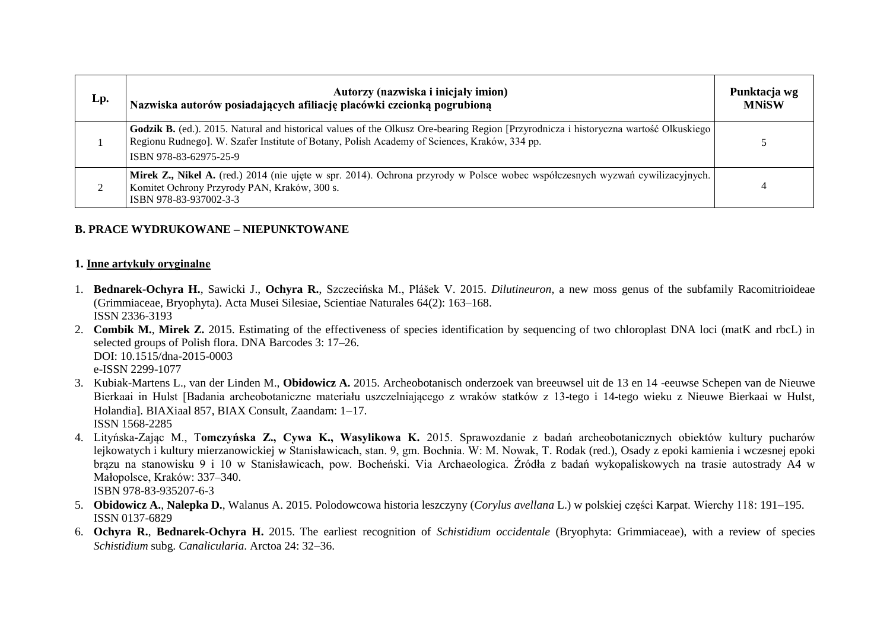| Lp. | Autorzy (nazwiska i inicjały imion)<br>Nazwiska autorów posiadających afiliację placówki czcionką pogrubioną | Punktacja wg MNiSW |
|---|---|---|
| 1 | **Godzik B.** (ed.). 2015. Natural and historical values of the Olkusz Ore-bearing Region [Przyrodnicza i historyczna wartość Olkuskiego Regionu Rudnego]. W. Szafer Institute of Botany, Polish Academy of Sciences, Kraków, 334 pp.<br>ISBN 978-83-62975-25-9 | 5 |
| 2 | **Mirek Z., Nikel A.** (red.) 2014 (nie ujęte w spr. 2014). Ochrona przyrody w Polsce wobec współczesnych wyzwań cywilizacyjnych. Komitet Ochrony Przyrody PAN, Kraków, 300 s.<br>ISBN 978-83-937002-3-3 | 4 |

### B. PRACE WYDRUKOWANE – NIEPUNKTOWANE

#### 1. Inne artykuły oryginalne

1. **Bednarek-Ochyra H.**, Sawicki J., **Ochyra R.**, Szczecińska M., Plášek V. 2015. *Dilutineuron*, a new moss genus of the subfamily Racomitrioideae (Grimmiaceae, Bryophyta). Acta Musei Silesiae, Scientiae Naturales 64(2): 163–168.
   ISSN 2336-3193
2. **Combik M.**, **Mirek Z.** 2015. Estimating of the effectiveness of species identification by sequencing of two chloroplast DNA loci (matK and rbcL) in selected groups of Polish flora. DNA Barcodes 3: 17–26.
   DOI: 10.1515/dna-2015-0003
   e-ISSN 2299-1077
3. Kubiak-Martens L., van der Linden M., **Obidowicz A.** 2015. Archeobotanisch onderzoek van breeuwsel uit de 13 en 14 -eeuwse Schepen van de Nieuwe Bierkaai in Hulst [Badania archeobotaniczne materiału uszczelniającego z wraków statków z 13-tego i 14-tego wieku z Nieuwe Bierkaai w Hulst, Holandia]. BIAXiaal 857, BIAX Consult, Zaandam: 1–17.
   ISSN 1568-2285
4. Lityńska-Zając M., T**omczyńska Z., Cywa K., Wasylikowa K.** 2015. Sprawozdanie z badań archeobotanicznych obiektów kultury pucharów lejkowatych i kultury mierzanowickiej w Stanisławicach, stan. 9, gm. Bochnia. W: M. Nowak, T. Rodak (red.), Osady z epoki kamienia i wczesnej epoki brązu na stanowisku 9 i 10 w Stanisławicach, pow. Bocheński. Via Archaeologica. Źródła z badań wykopaliskowych na trasie autostrady A4 w Małopolsce, Kraków: 337–340.
   ISBN 978-83-935207-6-3
5. **Obidowicz A.**, **Nalepka D.**, Walanus A. 2015. Polodowcowa historia leszczyny (*Corylus avellana* L.) w polskiej części Karpat. Wierchy 118: 191–195.
   ISSN 0137-6829
6. **Ochyra R.**, **Bednarek-Ochyra H.** 2015. The earliest recognition of *Schistidium occidentale* (Bryophyta: Grimmiaceae), with a review of species *Schistidium* subg. *Canalicularia*. Arctoa 24: 32–36.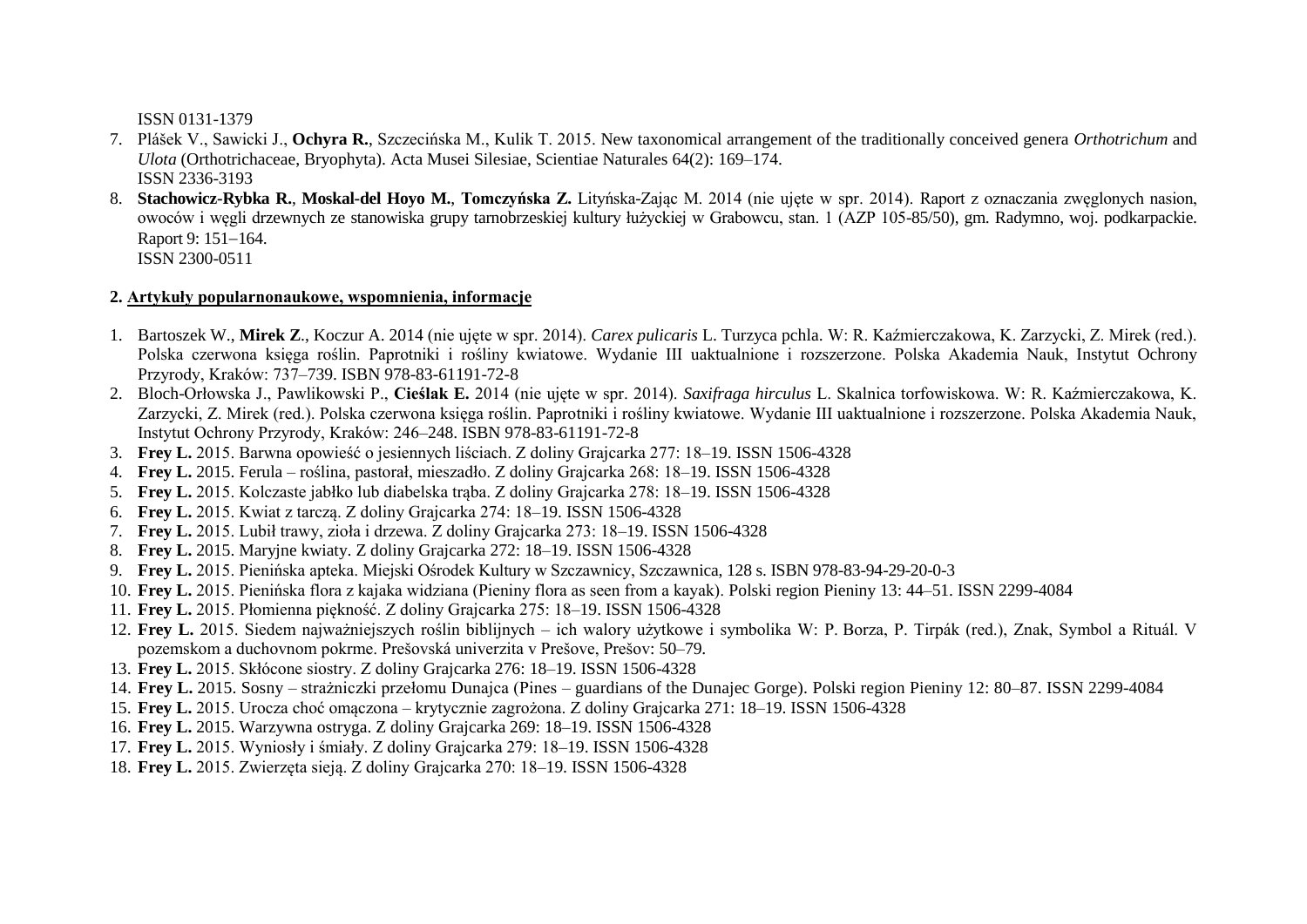ISSN 0131-1379

7. Plášek V., Sawicki J., **Ochyra R.**, Szczecińska M., Kulik T. 2015. New taxonomical arrangement of the traditionally conceived genera *Orthotrichum* and *Ulota* (Orthotrichaceae, Bryophyta). Acta Musei Silesiae, Scientiae Naturales 64(2): 169–174.
   ISSN 2336-3193
8. **Stachowicz-Rybka R.**, **Moskal-del Hoyo M.**, **Tomczyńska Z.** Lityńska-Zając M. 2014 (nie ujęte w spr. 2014). Raport z oznaczania zwęglonych nasion, owoców i węgli drzewnych ze stanowiska grupy tarnobrzeskiej kultury łużyckiej w Grabowcu, stan. 1 (AZP 105-85/50), gm. Radymno, woj. podkarpackie. Raport 9: 151–164.
   ISSN 2300-0511

## 2. Artykuły popularnonaukowe, wspomnienia, informacje

1. Bartoszek W., **Mirek Z.**, Koczur A. 2014 (nie ujęte w spr. 2014). *Carex pulicaris* L. Turzyca pchla. W: R. Kaźmierczakowa, K. Zarzycki, Z. Mirek (red.). Polska czerwona księga roślin. Paprotniki i rośliny kwiatowe. Wydanie III uaktualnione i rozszerzone. Polska Akademia Nauk, Instytut Ochrony Przyrody, Kraków: 737–739. ISBN 978-83-61191-72-8
2. Bloch-Orłowska J., Pawlikowski P., **Cieślak E.** 2014 (nie ujęte w spr. 2014). *Saxifraga hirculus* L. Skalnica torfowiskowa. W: R. Kaźmierczakowa, K. Zarzycki, Z. Mirek (red.). Polska czerwona księga roślin. Paprotniki i rośliny kwiatowe. Wydanie III uaktualnione i rozszerzone. Polska Akademia Nauk, Instytut Ochrony Przyrody, Kraków: 246–248. ISBN 978-83-61191-72-8
3. **Frey L.** 2015. Barwna opowieść o jesiennych liściach. Z doliny Grajcarka 277: 18–19. ISSN 1506-4328
4. **Frey L.** 2015. Ferula – roślina, pastorał, mieszadło. Z doliny Grajcarka 268: 18–19. ISSN 1506-4328
5. **Frey L.** 2015. Kolczaste jabłko lub diabelska trąba. Z doliny Grajcarka 278: 18–19. ISSN 1506-4328
6. **Frey L.** 2015. Kwiat z tarczą. Z doliny Grajcarka 274: 18–19. ISSN 1506-4328
7. **Frey L.** 2015. Lubił trawy, zioła i drzewa. Z doliny Grajcarka 273: 18–19. ISSN 1506-4328
8. **Frey L.** 2015. Maryjne kwiaty. Z doliny Grajcarka 272: 18–19. ISSN 1506-4328
9. **Frey L.** 2015. Pienińska apteka. Miejski Ośrodek Kultury w Szczawnicy, Szczawnica, 128 s. ISBN 978-83-94-29-20-0-3
10. **Frey L.** 2015. Pienińska flora z kajaka widziana (Pieniny flora as seen from a kayak). Polski region Pieniny 13: 44–51. ISSN 2299-4084
11. **Frey L.** 2015. Płomienna piękność. Z doliny Grajcarka 275: 18–19. ISSN 1506-4328
12. **Frey L.** 2015. Siedem najważniejszych roślin biblijnych – ich walory użytkowe i symbolika W: P. Borza, P. Tirpák (red.), Znak, Symbol a Rituál. V pozemskom a duchovnom pokrme. Prešovská univerzita v Prešove, Prešov: 50–79.
13. **Frey L.** 2015. Skłócone siostry. Z doliny Grajcarka 276: 18–19. ISSN 1506-4328
14. **Frey L.** 2015. Sosny – strażniczki przełomu Dunajca (Pines – guardians of the Dunajec Gorge). Polski region Pieniny 12: 80–87. ISSN 2299-4084
15. **Frey L.** 2015. Urocza choć omączona – krytycznie zagrożona. Z doliny Grajcarka 271: 18–19. ISSN 1506-4328
16. **Frey L.** 2015. Warzywna ostryga. Z doliny Grajcarka 269: 18–19. ISSN 1506-4328
17. **Frey L.** 2015. Wyniosły i śmiały. Z doliny Grajcarka 279: 18–19. ISSN 1506-4328
18. **Frey L.** 2015. Zwierzęta sieją. Z doliny Grajcarka 270: 18–19. ISSN 1506-4328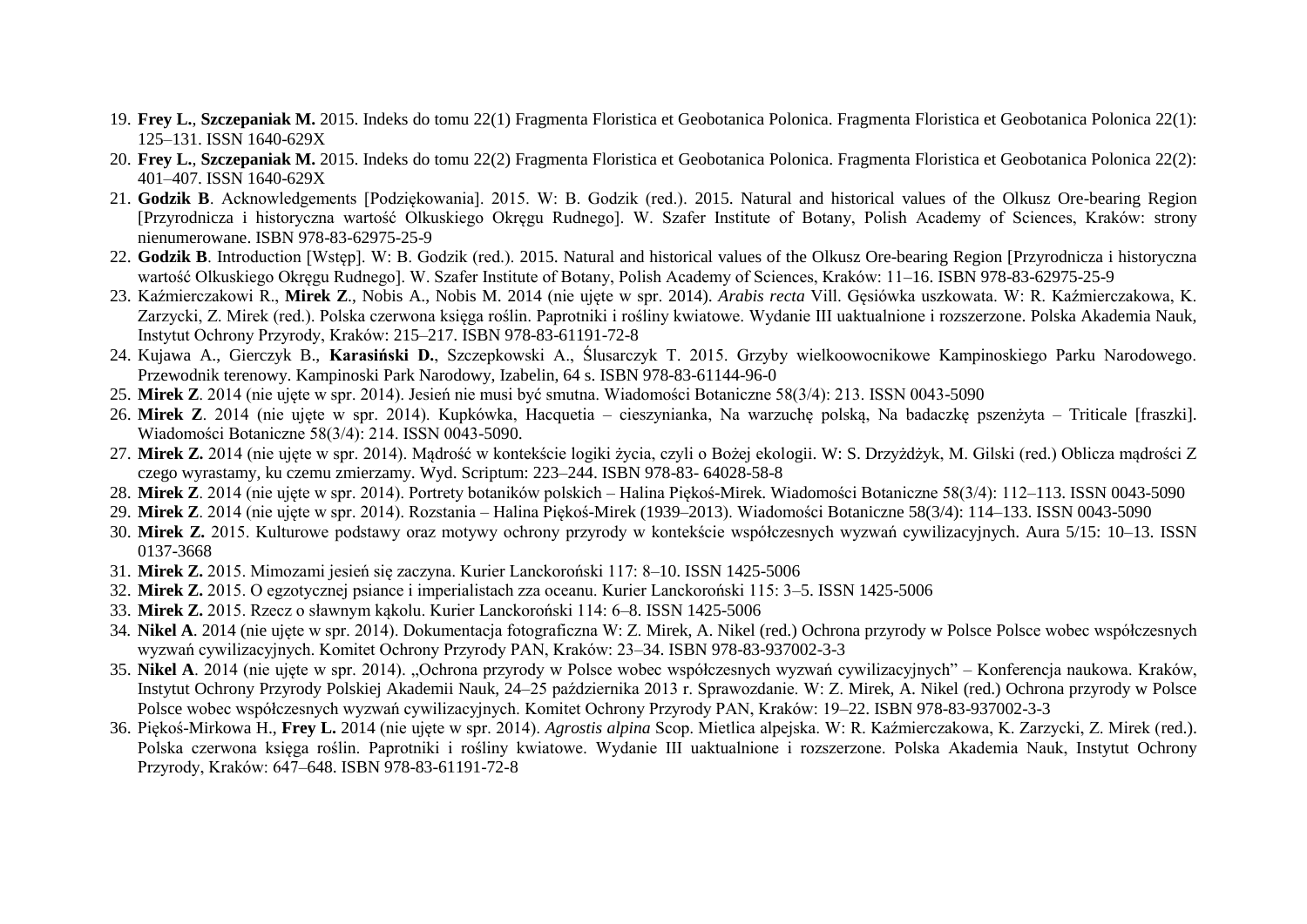19. **Frey L.**, **Szczepaniak M.** 2015. Indeks do tomu 22(1) Fragmenta Floristica et Geobotanica Polonica. Fragmenta Floristica et Geobotanica Polonica 22(1): 125–131. ISSN 1640-629X
20. **Frey L.**, **Szczepaniak M.** 2015. Indeks do tomu 22(2) Fragmenta Floristica et Geobotanica Polonica. Fragmenta Floristica et Geobotanica Polonica 22(2): 401–407. ISSN 1640-629X
21. **Godzik B**. Acknowledgements [Podziękowania]. 2015. W: B. Godzik (red.). 2015. Natural and historical values of the Olkusz Ore-bearing Region [Przyrodnicza i historyczna wartość Olkuskiego Okręgu Rudnego]. W. Szafer Institute of Botany, Polish Academy of Sciences, Kraków: strony nienumerowane. ISBN 978-83-62975-25-9
22. **Godzik B**. Introduction [Wstęp]. W: B. Godzik (red.). 2015. Natural and historical values of the Olkusz Ore-bearing Region [Przyrodnicza i historyczna wartość Olkuskiego Okręgu Rudnego]. W. Szafer Institute of Botany, Polish Academy of Sciences, Kraków: 11–16. ISBN 978-83-62975-25-9
23. Kaźmierczakowi R., **Mirek Z**., Nobis A., Nobis M. 2014 (nie ujęte w spr. 2014). *Arabis recta* Vill. Gęsiówka uszkowata. W: R. Kaźmierczakowa, K. Zarzycki, Z. Mirek (red.). Polska czerwona księga roślin. Paprotniki i rośliny kwiatowe. Wydanie III uaktualnione i rozszerzone. Polska Akademia Nauk, Instytut Ochrony Przyrody, Kraków: 215–217. ISBN 978-83-61191-72-8
24. Kujawa A., Gierczyk B., **Karasiński D.**, Szczepkowski A., Ślusarczyk T. 2015. Grzyby wielkoowocnikowe Kampinoskiego Parku Narodowego. Przewodnik terenowy. Kampinoski Park Narodowy, Izabelin, 64 s. ISBN 978-83-61144-96-0
25. **Mirek Z**. 2014 (nie ujęte w spr. 2014). Jesień nie musi być smutna. Wiadomości Botaniczne 58(3/4): 213. ISSN 0043-5090
26. **Mirek Z**. 2014 (nie ujęte w spr. 2014). Kupkówka, Hacquetia – cieszynianka, Na warzuchę polską, Na badaczkę pszenżyta – Triticale [fraszki]. Wiadomości Botaniczne 58(3/4): 214. ISSN 0043-5090.
27. **Mirek Z.** 2014 (nie ujęte w spr. 2014). Mądrość w kontekście logiki życia, czyli o Bożej ekologii. W: S. Drzyżdżyk, M. Gilski (red.) Oblicza mądrości Z czego wyrastamy, ku czemu zmierzamy. Wyd. Scriptum: 223–244. ISBN 978-83- 64028-58-8
28. **Mirek Z**. 2014 (nie ujęte w spr. 2014). Portrety botaników polskich – Halina Piękoś-Mirek. Wiadomości Botaniczne 58(3/4): 112–113. ISSN 0043-5090
29. **Mirek Z**. 2014 (nie ujęte w spr. 2014). Rozstania – Halina Piękoś-Mirek (1939–2013). Wiadomości Botaniczne 58(3/4): 114–133. ISSN 0043-5090
30. **Mirek Z.** 2015. Kulturowe podstawy oraz motywy ochrony przyrody w kontekście współczesnych wyzwań cywilizacyjnych. Aura 5/15: 10–13. ISSN 0137-3668
31. **Mirek Z.** 2015. Mimozami jesień się zaczyna. Kurier Lanckoroński 117: 8–10. ISSN 1425-5006
32. **Mirek Z.** 2015. O egzotycznej psiance i imperialistach zza oceanu. Kurier Lanckoroński 115: 3–5. ISSN 1425-5006
33. **Mirek Z.** 2015. Rzecz o sławnym kąkolu. Kurier Lanckoroński 114: 6–8. ISSN 1425-5006
34. **Nikel A**. 2014 (nie ujęte w spr. 2014). Dokumentacja fotograficzna W: Z. Mirek, A. Nikel (red.) Ochrona przyrody w Polsce Polsce wobec współczesnych wyzwań cywilizacyjnych. Komitet Ochrony Przyrody PAN, Kraków: 23–34. ISBN 978-83-937002-3-3
35. **Nikel A**. 2014 (nie ujęte w spr. 2014). „Ochrona przyrody w Polsce wobec współczesnych wyzwań cywilizacyjnych" – Konferencja naukowa. Kraków, Instytut Ochrony Przyrody Polskiej Akademii Nauk, 24–25 października 2013 r. Sprawozdanie. W: Z. Mirek, A. Nikel (red.) Ochrona przyrody w Polsce Polsce wobec współczesnych wyzwań cywilizacyjnych. Komitet Ochrony Przyrody PAN, Kraków: 19–22. ISBN 978-83-937002-3-3
36. Piękoś-Mirkowa H., **Frey L.** 2014 (nie ujęte w spr. 2014). *Agrostis alpina* Scop. Mietlica alpejska. W: R. Kaźmierczakowa, K. Zarzycki, Z. Mirek (red.). Polska czerwona księga roślin. Paprotniki i rośliny kwiatowe. Wydanie III uaktualnione i rozszerzone. Polska Akademia Nauk, Instytut Ochrony Przyrody, Kraków: 647–648. ISBN 978-83-61191-72-8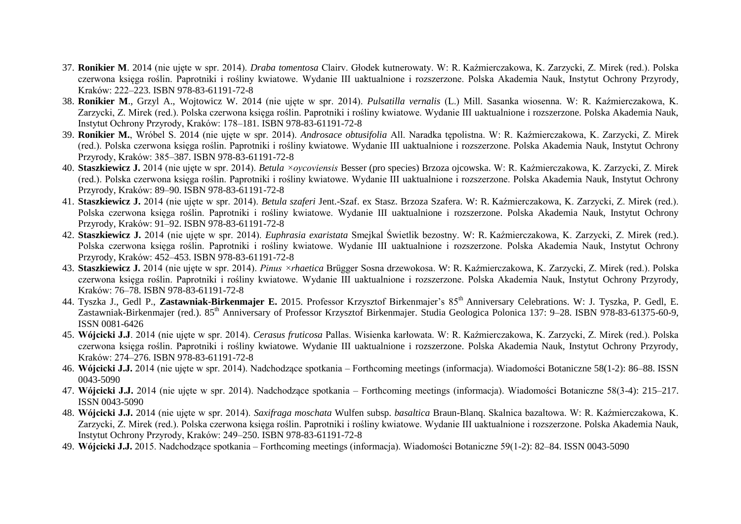37. **Ronikier M**. 2014 (nie ujęte w spr. 2014). *Draba tomentosa* Clairv. Głodek kutnerowaty. W: R. Kaźmierczakowa, K. Zarzycki, Z. Mirek (red.). Polska czerwona księga roślin. Paprotniki i rośliny kwiatowe. Wydanie III uaktualnione i rozszerzone. Polska Akademia Nauk, Instytut Ochrony Przyrody, Kraków: 222–223. ISBN 978-83-61191-72-8
38. **Ronikier M**., Grzyl A., Wojtowicz W. 2014 (nie ujęte w spr. 2014). *Pulsatilla vernalis* (L.) Mill. Sasanka wiosenna. W: R. Kaźmierczakowa, K. Zarzycki, Z. Mirek (red.). Polska czerwona księga roślin. Paprotniki i rośliny kwiatowe. Wydanie III uaktualnione i rozszerzone. Polska Akademia Nauk, Instytut Ochrony Przyrody, Kraków: 178–181. ISBN 978-83-61191-72-8
39. **Ronikier M.**, Wróbel S. 2014 (nie ujęte w spr. 2014). *Androsace obtusifolia* All. Naradka tępolistna. W: R. Kaźmierczakowa, K. Zarzycki, Z. Mirek (red.). Polska czerwona księga roślin. Paprotniki i rośliny kwiatowe. Wydanie III uaktualnione i rozszerzone. Polska Akademia Nauk, Instytut Ochrony Przyrody, Kraków: 385–387. ISBN 978-83-61191-72-8
40. **Staszkiewicz J.** 2014 (nie ujęte w spr. 2014). *Betula ×oycoviensis* Besser (pro species) Brzoza ojcowska. W: R. Kaźmierczakowa, K. Zarzycki, Z. Mirek (red.). Polska czerwona księga roślin. Paprotniki i rośliny kwiatowe. Wydanie III uaktualnione i rozszerzone. Polska Akademia Nauk, Instytut Ochrony Przyrody, Kraków: 89–90. ISBN 978-83-61191-72-8
41. **Staszkiewicz J.** 2014 (nie ujęte w spr. 2014). *Betula szaferi* Jent.-Szaf. ex Stasz. Brzoza Szafera. W: R. Kaźmierczakowa, K. Zarzycki, Z. Mirek (red.). Polska czerwona księga roślin. Paprotniki i rośliny kwiatowe. Wydanie III uaktualnione i rozszerzone. Polska Akademia Nauk, Instytut Ochrony Przyrody, Kraków: 91–92. ISBN 978-83-61191-72-8
42. **Staszkiewicz J.** 2014 (nie ujęte w spr. 2014). *Euphrasia exaristata* Smejkal Świetlik bezostny. W: R. Kaźmierczakowa, K. Zarzycki, Z. Mirek (red.). Polska czerwona księga roślin. Paprotniki i rośliny kwiatowe. Wydanie III uaktualnione i rozszerzone. Polska Akademia Nauk, Instytut Ochrony Przyrody, Kraków: 452–453. ISBN 978-83-61191-72-8
43. **Staszkiewicz J.** 2014 (nie ujęte w spr. 2014). *Pinus ×rhaetica* Brügger Sosna drzewokosa. W: R. Kaźmierczakowa, K. Zarzycki, Z. Mirek (red.). Polska czerwona księga roślin. Paprotniki i rośliny kwiatowe. Wydanie III uaktualnione i rozszerzone. Polska Akademia Nauk, Instytut Ochrony Przyrody, Kraków: 76–78. ISBN 978-83-61191-72-8
44. Tyszka J., Gedl P., **Zastawniak-Birkenmajer E.** 2015. Professor Krzysztof Birkenmajer's 85th Anniversary Celebrations. W: J. Tyszka, P. Gedl, E. Zastawniak-Birkenmajer (red.). 85th Anniversary of Professor Krzysztof Birkenmajer. Studia Geologica Polonica 137: 9–28. ISBN 978-83-61375-60-9, ISSN 0081-6426
45. **Wójcicki J.J**. 2014 (nie ujęte w spr. 2014). *Cerasus fruticosa* Pallas. Wisienka karłowata. W: R. Kaźmierczakowa, K. Zarzycki, Z. Mirek (red.). Polska czerwona księga roślin. Paprotniki i rośliny kwiatowe. Wydanie III uaktualnione i rozszerzone. Polska Akademia Nauk, Instytut Ochrony Przyrody, Kraków: 274–276. ISBN 978-83-61191-72-8
46. **Wójcicki J.J.** 2014 (nie ujęte w spr. 2014). Nadchodzące spotkania – Forthcoming meetings (informacja). Wiadomości Botaniczne 58(1-2): 86–88. ISSN 0043-5090
47. **Wójcicki J.J.** 2014 (nie ujęte w spr. 2014). Nadchodzące spotkania – Forthcoming meetings (informacja). Wiadomości Botaniczne 58(3-4): 215–217. ISSN 0043-5090
48. **Wójcicki J.J.** 2014 (nie ujęte w spr. 2014). *Saxifraga moschata* Wulfen subsp. *basaltica* Braun-Blanq. Skalnica bazaltowa. W: R. Kaźmierczakowa, K. Zarzycki, Z. Mirek (red.). Polska czerwona księga roślin. Paprotniki i rośliny kwiatowe. Wydanie III uaktualnione i rozszerzone. Polska Akademia Nauk, Instytut Ochrony Przyrody, Kraków: 249–250. ISBN 978-83-61191-72-8
49. **Wójcicki J.J.** 2015. Nadchodzące spotkania – Forthcoming meetings (informacja). Wiadomości Botaniczne 59(1-2): 82–84. ISSN 0043-5090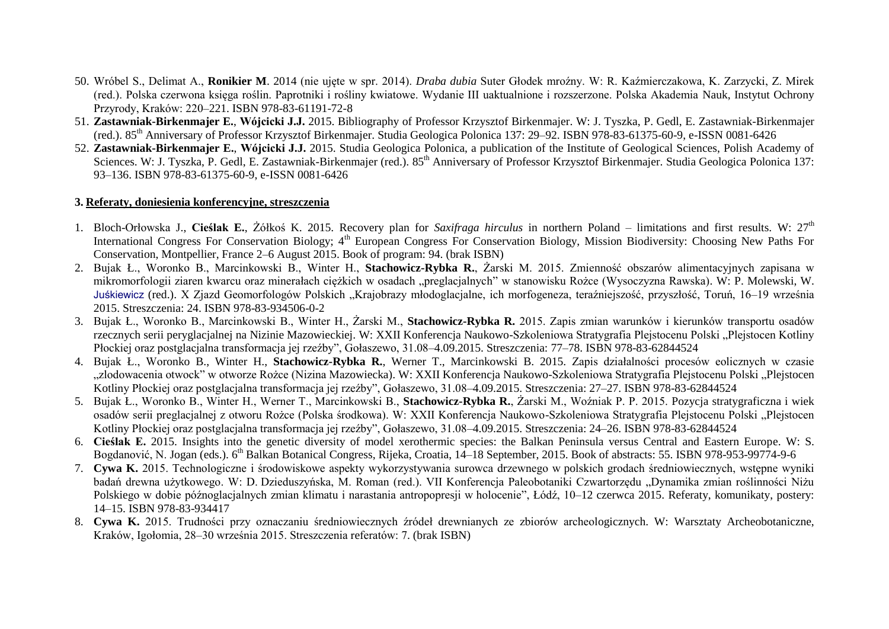50. Wróbel S., Delimat A., **Ronikier M**. 2014 (nie ujęte w spr. 2014). *Draba dubia* Suter Głodek mroźny. W: R. Kaźmierczakowa, K. Zarzycki, Z. Mirek (red.). Polska czerwona księga roślin. Paprotniki i rośliny kwiatowe. Wydanie III uaktualnione i rozszerzone. Polska Akademia Nauk, Instytut Ochrony Przyrody, Kraków: 220–221. ISBN 978-83-61191-72-8
51. **Zastawniak-Birkenmajer E.**, **Wójcicki J.J.** 2015. Bibliography of Professor Krzysztof Birkenmajer. W: J. Tyszka, P. Gedl, E. Zastawniak-Birkenmajer (red.). 85th Anniversary of Professor Krzysztof Birkenmajer. Studia Geologica Polonica 137: 29–92. ISBN 978-83-61375-60-9, e-ISSN 0081-6426
52. **Zastawniak-Birkenmajer E.**, **Wójcicki J.J.** 2015. Studia Geologica Polonica, a publication of the Institute of Geological Sciences, Polish Academy of Sciences. W: J. Tyszka, P. Gedl, E. Zastawniak-Birkenmajer (red.). 85th Anniversary of Professor Krzysztof Birkenmajer. Studia Geologica Polonica 137: 93–136. ISBN 978-83-61375-60-9, e-ISSN 0081-6426

### 3. Referaty, doniesienia konferencyjne, streszczenia

1. Bloch-Orłowska J., **Cieślak E.**, Żółkoś K. 2015. Recovery plan for *Saxifraga hirculus* in northern Poland – limitations and first results. W: 27th International Congress For Conservation Biology; 4th European Congress For Conservation Biology, Mission Biodiversity: Choosing New Paths For Conservation, Montpellier, France 2–6 August 2015. Book of program: 94. (brak ISBN)
2. Bujak Ł., Woronko B., Marcinkowski B., Winter H., **Stachowicz-Rybka R.**, Żarski M. 2015. Zmienność obszarów alimentacyjnych zapisana w mikromorfologii ziaren kwarcu oraz minerałach ciężkich w osadach „preglacjalnych" w stanowisku Rożce (Wysoczyzna Rawska). W: P. Molewski, W. Juśkiewicz (red.). X Zjazd Geomorfologów Polskich „Krajobrazy młodoglacjalne, ich morfogeneza, teraźniejszość, przyszłość, Toruń, 16–19 września 2015. Streszczenia: 24. ISBN 978-83-934506-0-2
3. Bujak Ł., Woronko B., Marcinkowski B., Winter H., Żarski M., **Stachowicz-Rybka R.** 2015. Zapis zmian warunków i kierunków transportu osadów rzecznych serii peryglacjalnej na Nizinie Mazowieckiej. W: XXII Konferencja Naukowo-Szkoleniowa Stratygrafia Plejstocenu Polski „Plejstocen Kotliny Płockiej oraz postglacjalna transformacja jej rzeźby", Gołaszewo, 31.08–4.09.2015. Streszczenia: 77–78. ISBN 978-83-62844524
4. Bujak Ł., Woronko B., Winter H., **Stachowicz-Rybka R.**, Werner T., Marcinkowski B. 2015. Zapis działalności procesów eolicznych w czasie „zlodowacenia otwock" w otworze Rożce (Nizina Mazowiecka). W: XXII Konferencja Naukowo-Szkoleniowa Stratygrafia Plejstocenu Polski „Plejstocen Kotliny Płockiej oraz postglacjalna transformacja jej rzeźby", Gołaszewo, 31.08–4.09.2015. Streszczenia: 27–27. ISBN 978-83-62844524
5. Bujak Ł., Woronko B., Winter H., Werner T., Marcinkowski B., **Stachowicz-Rybka R.**, Żarski M., Woźniak P. P. 2015. Pozycja stratygraficzna i wiek osadów serii preglacjalnej z otworu Rożce (Polska środkowa). W: XXII Konferencja Naukowo-Szkoleniowa Stratygrafia Plejstocenu Polski „Plejstocen Kotliny Płockiej oraz postglacjalna transformacja jej rzeźby", Gołaszewo, 31.08–4.09.2015. Streszczenia: 24–26. ISBN 978-83-62844524
6. **Cieślak E.** 2015. Insights into the genetic diversity of model xerothermic species: the Balkan Peninsula versus Central and Eastern Europe. W: S. Bogdanović, N. Jogan (eds.). 6th Balkan Botanical Congress, Rijeka, Croatia, 14–18 September, 2015. Book of abstracts: 55. ISBN 978-953-99774-9-6
7. **Cywa K.** 2015. Technologiczne i środowiskowe aspekty wykorzystywania surowca drzewnego w polskich grodach średniowiecznych, wstępne wyniki badań drewna użytkowego. W: D. Dzieduszyńska, M. Roman (red.). VII Konferencja Paleobotaniki Czwartorzędu „Dynamika zmian roślinności Niżu Polskiego w dobie późnoglacjalnych zmian klimatu i narastania antropopresji w holocenie", Łódź, 10–12 czerwca 2015. Referaty, komunikaty, postery: 14–15. ISBN 978-83-934417
8. **Cywa K.** 2015. Trudności przy oznaczaniu średniowiecznych źródeł drewnianych ze zbiorów archeologicznych. W: Warsztaty Archeobotaniczne, Kraków, Igołomia, 28–30 września 2015. Streszczenia referatów: 7. (brak ISBN)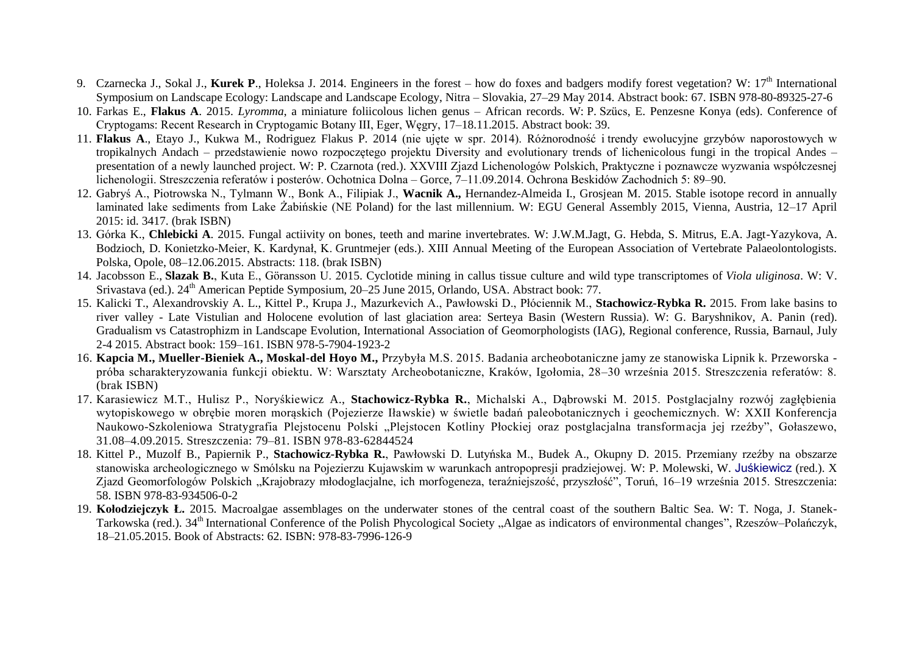9. Czarnecka J., Sokal J., **Kurek P**., Holeksa J. 2014. Engineers in the forest – how do foxes and badgers modify forest vegetation? W: 17th International Symposium on Landscape Ecology: Landscape and Landscape Ecology, Nitra – Slovakia, 27–29 May 2014. Abstract book: 67. ISBN 978-80-89325-27-6
10. Farkas E., **Flakus A**. 2015. *Lyromma*, a miniature foliicolous lichen genus – African records. W: P. Szücs, E. Penzesne Konya (eds). Conference of Cryptogams: Recent Research in Cryptogamic Botany III, Eger, Węgry, 17–18.11.2015. Abstract book: 39.
11. **Flakus A**., Etayo J., Kukwa M., Rodriguez Flakus P. 2014 (nie ujęte w spr. 2014). Różnorodność i trendy ewolucyjne grzybów naporostowych w tropikalnych Andach – przedstawienie nowo rozpoczętego projektu Diversity and evolutionary trends of lichenicolous fungi in the tropical Andes – presentation of a newly launched project. W: P. Czarnota (red.). XXVIII Zjazd Lichenologów Polskich, Praktyczne i poznawcze wyzwania współczesnej lichenologii. Streszczenia referatów i posterów. Ochotnica Dolna – Gorce, 7–11.09.2014. Ochrona Beskidów Zachodnich 5: 89–90.
12. Gabryś A., Piotrowska N., Tylmann W., Bonk A., Filipiak J., **Wacnik A.,** Hernandez-Almeida I., Grosjean M. 2015. Stable isotope record in annually laminated lake sediments from Lake Żabińskie (NE Poland) for the last millennium. W: EGU General Assembly 2015, Vienna, Austria, 12–17 April 2015: id. 3417. (brak ISBN)
13. Górka K., **Chlebicki A**. 2015. Fungal actiivity on bones, teeth and marine invertebrates. W: J.W.M.Jagt, G. Hebda, S. Mitrus, E.A. Jagt-Yazykova, A. Bodzioch, D. Konietzko-Meier, K. Kardynał, K. Gruntmejer (eds.). XIII Annual Meeting of the European Association of Vertebrate Palaeolontologists. Polska, Opole, 08–12.06.2015. Abstracts: 118. (brak ISBN)
14. Jacobsson E., **Slazak B.**, Kuta E., Göransson U. 2015. Cyclotide mining in callus tissue culture and wild type transcriptomes of *Viola uliginosa*. W: V. Srivastava (ed.). 24th American Peptide Symposium, 20–25 June 2015, Orlando, USA. Abstract book: 77.
15. Kalicki T., Alexandrovskiy A. L., Kittel P., Krupa J., Mazurkevich A., Pawłowski D., Płóciennik M., **Stachowicz-Rybka R.** 2015. From lake basins to river valley - Late Vistulian and Holocene evolution of last glaciation area: Serteya Basin (Western Russia). W: G. Baryshnikov, A. Panin (red). Gradualism vs Catastrophizm in Landscape Evolution, International Association of Geomorphologists (IAG), Regional conference, Russia, Barnaul, July 2-4 2015. Abstract book: 159–161. ISBN 978-5-7904-1923-2
16. **Kapcia M., Mueller-Bieniek A., Moskal-del Hoyo M.,** Przybyła M.S. 2015. Badania archeobotaniczne jamy ze stanowiska Lipnik k. Przeworska - próba scharakteryzowania funkcji obiektu. W: Warsztaty Archeobotaniczne, Kraków, Igołomia, 28–30 września 2015. Streszczenia referatów: 8. (brak ISBN)
17. Karasiewicz M.T., Hulisz P., Noryśkiewicz A., **Stachowicz-Rybka R.**, Michalski A., Dąbrowski M. 2015. Postglacjalny rozwój zagłębienia wytopiskowego w obrębie moren morąskich (Pojezierze Iławskie) w świetle badań paleobotanicznych i geochemicznych. W: XXII Konferencja Naukowo-Szkoleniowa Stratygrafia Plejstocenu Polski „Plejstocen Kotliny Płockiej oraz postglacjalna transformacja jej rzeźby", Gołaszewo, 31.08–4.09.2015. Streszczenia: 79–81. ISBN 978-83-62844524
18. Kittel P., Muzolf B., Papiernik P., **Stachowicz-Rybka R.**, Pawłowski D. Lutyńska M., Budek A., Okupny D. 2015. Przemiany rzeźby na obszarze stanowiska archeologicznego w Smólsku na Pojezierzu Kujawskim w warunkach antropopresji pradziejowej. W: P. Molewski, W. Juśkiewicz (red.). X Zjazd Geomorfologów Polskich „Krajobrazy młodoglacjalne, ich morfogeneza, teraźniejszość, przyszłość", Toruń, 16–19 września 2015. Streszczenia: 58. ISBN 978-83-934506-0-2
19. **Kołodziejczyk Ł.** 2015. Macroalgae assemblages on the underwater stones of the central coast of the southern Baltic Sea. W: T. Noga, J. Stanek-Tarkowska (red.). 34th International Conference of the Polish Phycological Society „Algae as indicators of environmental changes", Rzeszów–Polańczyk, 18–21.05.2015. Book of Abstracts: 62. ISBN: 978-83-7996-126-9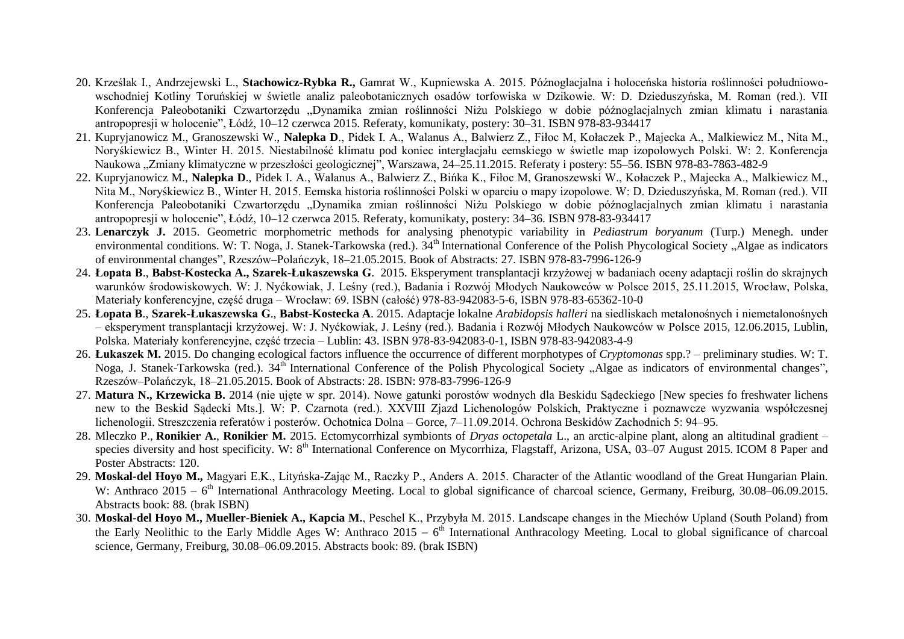20. Krześlak I., Andrzejewski L., **Stachowicz-Rybka R.,** Gamrat W., Kupniewska A. 2015. Późnoglacjalna i holoceńska historia roślinności południowo-wschodniej Kotliny Toruńskiej w świetle analiz paleobotanicznych osadów torfowiska w Dzikowie. W: D. Dzieduszyńska, M. Roman (red.). VII Konferencja Paleobotaniki Czwartorzędu „Dynamika zmian roślinności Niżu Polskiego w dobie późnoglacjalnych zmian klimatu i narastania antropopresji w holocenie", Łódź, 10–12 czerwca 2015. Referaty, komunikaty, postery: 30–31. ISBN 978-83-934417
21. Kupryjanowicz M., Granoszewski W., **Nalepka D**., Pidek I. A., Walanus A., Balwierz Z., Fiłoc M, Kołaczek P., Majecka A., Malkiewicz M., Nita M., Noryśkiewicz B., Winter H. 2015. Niestabilność klimatu pod koniec interglacjału eemskiego w świetle map izopolowych Polski. W: 2. Konferencja Naukowa „Zmiany klimatyczne w przeszłości geologicznej", Warszawa, 24–25.11.2015. Referaty i postery: 55–56. ISBN 978-83-7863-482-9
22. Kupryjanowicz M., **Nalepka D**., Pidek I. A., Walanus A., Balwierz Z., Bińka K., Fiłoc M, Granoszewski W., Kołaczek P., Majecka A., Malkiewicz M., Nita M., Noryśkiewicz B., Winter H. 2015. Eemska historia roślinności Polski w oparciu o mapy izopolowe. W: D. Dzieduszyńska, M. Roman (red.). VII Konferencja Paleobotaniki Czwartorzędu „Dynamika zmian roślinności Niżu Polskiego w dobie późnoglacjalnych zmian klimatu i narastania antropopresji w holocenie", Łódź, 10–12 czerwca 2015. Referaty, komunikaty, postery: 34–36. ISBN 978-83-934417
23. **Lenarczyk J.** 2015. Geometric morphometric methods for analysing phenotypic variability in *Pediastrum boryanum* (Turp.) Menegh. under environmental conditions. W: T. Noga, J. Stanek-Tarkowska (red.). 34[th] International Conference of the Polish Phycological Society „Algae as indicators of environmental changes", Rzeszów–Polańczyk, 18–21.05.2015. Book of Abstracts: 27. ISBN 978-83-7996-126-9
24. **Łopata B**., **Babst-Kostecka A., Szarek-Łukaszewska G**. 2015. Eksperyment transplantacji krzyżowej w badaniach oceny adaptacji roślin do skrajnych warunków środowiskowych. W: J. Nyćkowiak, J. Leśny (red.), Badania i Rozwój Młodych Naukowców w Polsce 2015, 25.11.2015, Wrocław, Polska, Materiały konferencyjne, część druga – Wrocław: 69. ISBN (całość) 978-83-942083-5-6, ISBN 978-83-65362-10-0
25. **Łopata B**., **Szarek-Łukaszewska G**., **Babst-Kostecka A**. 2015. Adaptacje lokalne *Arabidopsis halleri* na siedliskach metalonośnych i niemetalonośnych – eksperyment transplantacji krzyżowej. W: J. Nyćkowiak, J. Leśny (red.). Badania i Rozwój Młodych Naukowców w Polsce 2015, 12.06.2015, Lublin, Polska. Materiały konferencyjne, część trzecia – Lublin: 43. ISBN 978-83-942083-0-1, ISBN 978-83-942083-4-9
26. **Łukaszek M.** 2015. Do changing ecological factors influence the occurrence of different morphotypes of *Cryptomonas* spp.? – preliminary studies. W: T. Noga, J. Stanek-Tarkowska (red.). 34[th] International Conference of the Polish Phycological Society „Algae as indicators of environmental changes", Rzeszów–Polańczyk, 18–21.05.2015. Book of Abstracts: 28. ISBN: 978-83-7996-126-9
27. **Matura N., Krzewicka B.** 2014 (nie ujęte w spr. 2014). Nowe gatunki porostów wodnych dla Beskidu Sądeckiego [New species fo freshwater lichens new to the Beskid Sądecki Mts.]. W: P. Czarnota (red.). XXVIII Zjazd Lichenologów Polskich, Praktyczne i poznawcze wyzwania współczesnej lichenologii. Streszczenia referatów i posterów. Ochotnica Dolna – Gorce, 7–11.09.2014. Ochrona Beskidów Zachodnich 5: 94–95.
28. Mleczko P., **Ronikier A.**, **Ronikier M.** 2015. Ectomycorrhizal symbionts of *Dryas octopetala* L., an arctic-alpine plant, along an altitudinal gradient – species diversity and host specificity. W: 8[th] International Conference on Mycorrhiza, Flagstaff, Arizona, USA, 03–07 August 2015. ICOM 8 Paper and Poster Abstracts: 120.
29. **Moskal-del Hoyo M.,** Magyari E.K., Lityńska-Zając M., Raczky P., Anders A. 2015. Character of the Atlantic woodland of the Great Hungarian Plain. W: Anthraco 2015 – 6[th] International Anthracology Meeting. Local to global significance of charcoal science, Germany, Freiburg, 30.08–06.09.2015. Abstracts book: 88. (brak ISBN)
30. **Moskal-del Hoyo M., Mueller-Bieniek A., Kapcia M.**, Peschel K., Przybyła M. 2015. Landscape changes in the Miechów Upland (South Poland) from the Early Neolithic to the Early Middle Ages W: Anthraco 2015 – 6[th] International Anthracology Meeting. Local to global significance of charcoal science, Germany, Freiburg, 30.08–06.09.2015. Abstracts book: 89. (brak ISBN)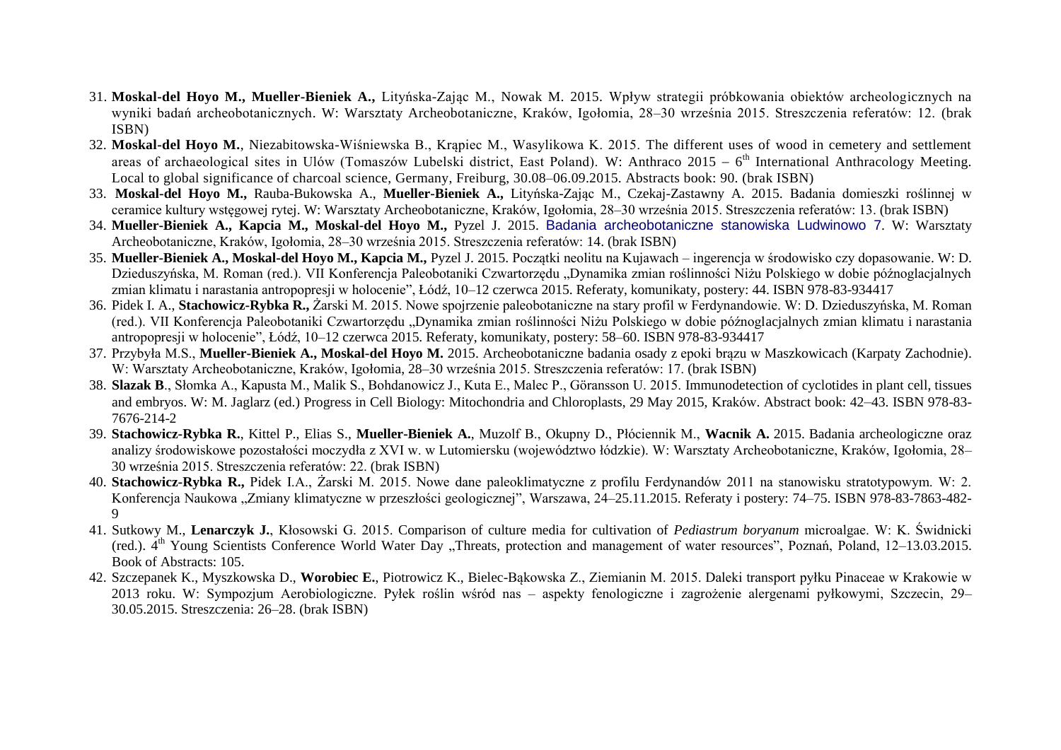31. **Moskal-del Hoyo M., Mueller-Bieniek A.,** Lityńska-Zając M., Nowak M. 2015. Wpływ strategii próbkowania obiektów archeologicznych na wyniki badań archeobotanicznych. W: Warsztaty Archeobotaniczne, Kraków, Igołomia, 28–30 września 2015. Streszczenia referatów: 12. (brak ISBN)
32. **Moskal-del Hoyo M.**, Niezabitowska-Wiśniewska B., Krąpiec M., Wasylikowa K. 2015. The different uses of wood in cemetery and settlement areas of archaeological sites in Ulów (Tomaszów Lubelski district, East Poland). W: Anthraco 2015 – 6th International Anthracology Meeting. Local to global significance of charcoal science, Germany, Freiburg, 30.08–06.09.2015. Abstracts book: 90. (brak ISBN)
33. **Moskal-del Hoyo M.,** Rauba-Bukowska A., **Mueller-Bieniek A.,** Lityńska-Zając M., Czekaj-Zastawny A. 2015. Badania domieszki roślinnej w ceramice kultury wstęgowej rytej. W: Warsztaty Archeobotaniczne, Kraków, Igołomia, 28–30 września 2015. Streszczenia referatów: 13. (brak ISBN)
34. **Mueller-Bieniek A., Kapcia M., Moskal-del Hoyo M.,** Pyzel J. 2015. Badania archeobotaniczne stanowiska Ludwinowo 7. W: Warsztaty Archeobotaniczne, Kraków, Igołomia, 28–30 września 2015. Streszczenia referatów: 14. (brak ISBN)
35. **Mueller-Bieniek A., Moskal-del Hoyo M., Kapcia M.,** Pyzel J. 2015. Początki neolitu na Kujawach – ingerencja w środowisko czy dopasowanie. W: D. Dzieduszyńska, M. Roman (red.). VII Konferencja Paleobotaniki Czwartorzędu „Dynamika zmian roślinności Niżu Polskiego w dobie późnoglacjalnych zmian klimatu i narastania antropopresji w holocenie", Łódź, 10–12 czerwca 2015. Referaty, komunikaty, postery: 44. ISBN 978-83-934417
36. Pidek I. A., **Stachowicz-Rybka R.,** Żarski M. 2015. Nowe spojrzenie paleobotaniczne na stary profil w Ferdynandowie. W: D. Dzieduszyńska, M. Roman (red.). VII Konferencja Paleobotaniki Czwartorzędu „Dynamika zmian roślinności Niżu Polskiego w dobie późnoglacjalnych zmian klimatu i narastania antropopresji w holocenie", Łódź, 10–12 czerwca 2015. Referaty, komunikaty, postery: 58–60. ISBN 978-83-934417
37. Przybyła M.S., **Mueller-Bieniek A., Moskal-del Hoyo M.** 2015. Archeobotaniczne badania osady z epoki brązu w Maszkowicach (Karpaty Zachodnie). W: Warsztaty Archeobotaniczne, Kraków, Igołomia, 28–30 września 2015. Streszczenia referatów: 17. (brak ISBN)
38. **Slazak B**., Słomka A., Kapusta M., Malik S., Bohdanowicz J., Kuta E., Malec P., Göransson U. 2015. Immunodetection of cyclotides in plant cell, tissues and embryos. W: M. Jaglarz (ed.) Progress in Cell Biology: Mitochondria and Chloroplasts, 29 May 2015, Kraków. Abstract book: 42–43. ISBN 978-83-7676-214-2
39. **Stachowicz-Rybka R.**, Kittel P., Elias S., **Mueller-Bieniek A.**, Muzolf B., Okupny D., Płóciennik M., **Wacnik A.** 2015. Badania archeologiczne oraz analizy środowiskowe pozostałości moczydła z XVI w. w Lutomiersku (województwo łódzkie). W: Warsztaty Archeobotaniczne, Kraków, Igołomia, 28–30 września 2015. Streszczenia referatów: 22. (brak ISBN)
40. **Stachowicz-Rybka R.,** Pidek I.A., Żarski M. 2015. Nowe dane paleoklimatyczne z profilu Ferdynandów 2011 na stanowisku stratotypowym. W: 2. Konferencja Naukowa „Zmiany klimatyczne w przeszłości geologicznej", Warszawa, 24–25.11.2015. Referaty i postery: 74–75. ISBN 978-83-7863-482-9
41. Sutkowy M., **Lenarczyk J.**, Kłosowski G. 2015. Comparison of culture media for cultivation of *Pediastrum boryanum* microalgae. W: K. Świdnicki (red.). 4th Young Scientists Conference World Water Day „Threats, protection and management of water resources", Poznań, Poland, 12–13.03.2015. Book of Abstracts: 105.
42. Szczepanek K., Myszkowska D., **Worobiec E.**, Piotrowicz K., Bielec-Bąkowska Z., Ziemianin M. 2015. Daleki transport pyłku Pinaceae w Krakowie w 2013 roku. W: Sympozjum Aerobiologiczne. Pyłek roślin wśród nas – aspekty fenologiczne i zagrożenie alergenami pyłkowymi, Szczecin, 29–30.05.2015. Streszczenia: 26–28. (brak ISBN)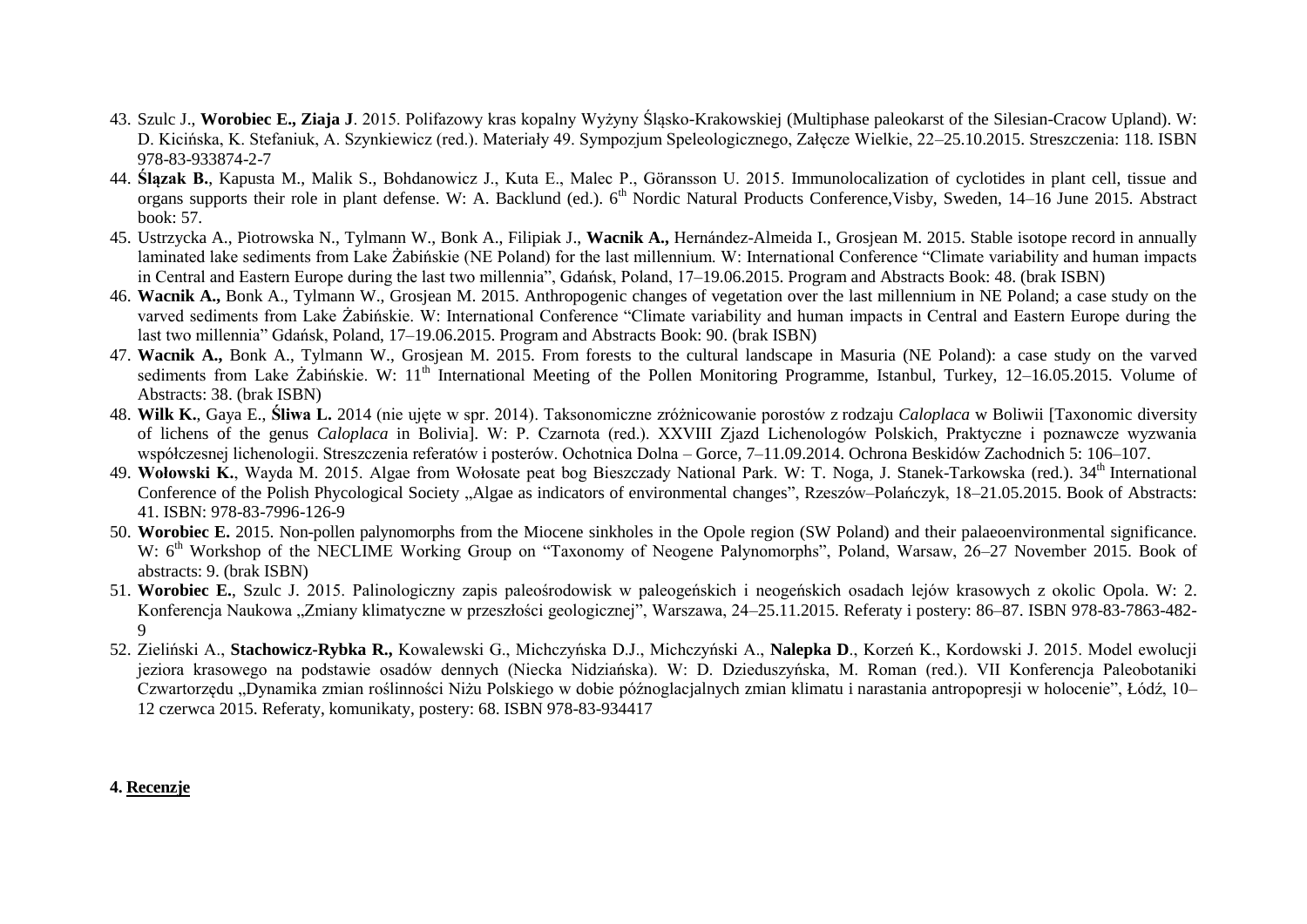43. Szulc J., **Worobiec E., Ziaja J**. 2015. Polifazowy kras kopalny Wyżyny Śląsko-Krakowskiej (Multiphase paleokarst of the Silesian-Cracow Upland). W: D. Kicińska, K. Stefaniuk, A. Szynkiewicz (red.). Materiały 49. Sympozjum Speleologicznego, Załęcze Wielkie, 22–25.10.2015. Streszczenia: 118. ISBN 978-83-933874-2-7
44. **Ślązak B.**, Kapusta M., Malik S., Bohdanowicz J., Kuta E., Malec P., Göransson U. 2015. Immunolocalization of cyclotides in plant cell, tissue and organs supports their role in plant defense. W: A. Backlund (ed.). 6th Nordic Natural Products Conference,Visby, Sweden, 14–16 June 2015. Abstract book: 57.
45. Ustrzycka A., Piotrowska N., Tylmann W., Bonk A., Filipiak J., **Wacnik A.,** Hernández-Almeida I., Grosjean M. 2015. Stable isotope record in annually laminated lake sediments from Lake Żabińskie (NE Poland) for the last millennium. W: International Conference "Climate variability and human impacts in Central and Eastern Europe during the last two millennia", Gdańsk, Poland, 17–19.06.2015. Program and Abstracts Book: 48. (brak ISBN)
46. **Wacnik A.,** Bonk A., Tylmann W., Grosjean M. 2015. Anthropogenic changes of vegetation over the last millennium in NE Poland; a case study on the varved sediments from Lake Żabińskie. W: International Conference "Climate variability and human impacts in Central and Eastern Europe during the last two millennia" Gdańsk, Poland, 17–19.06.2015. Program and Abstracts Book: 90. (brak ISBN)
47. **Wacnik A.,** Bonk A., Tylmann W., Grosjean M. 2015. From forests to the cultural landscape in Masuria (NE Poland): a case study on the varved sediments from Lake Żabińskie. W: 11th International Meeting of the Pollen Monitoring Programme, Istanbul, Turkey, 12–16.05.2015. Volume of Abstracts: 38. (brak ISBN)
48. **Wilk K.**, Gaya E., **Śliwa L.** 2014 (nie ujęte w spr. 2014). Taksonomiczne zróżnicowanie porostów z rodzaju *Caloplaca* w Boliwii [Taxonomic diversity of lichens of the genus *Caloplaca* in Bolivia]. W: P. Czarnota (red.). XXVIII Zjazd Lichenologów Polskich, Praktyczne i poznawcze wyzwania współczesnej lichenologii. Streszczenia referatów i posterów. Ochotnica Dolna – Gorce, 7–11.09.2014. Ochrona Beskidów Zachodnich 5: 106–107.
49. **Wołowski K.**, Wayda M. 2015. Algae from Wołosate peat bog Bieszczady National Park. W: T. Noga, J. Stanek-Tarkowska (red.). 34th International Conference of the Polish Phycological Society „Algae as indicators of environmental changes", Rzeszów–Polańczyk, 18–21.05.2015. Book of Abstracts: 41. ISBN: 978-83-7996-126-9
50. **Worobiec E.** 2015. Non-pollen palynomorphs from the Miocene sinkholes in the Opole region (SW Poland) and their palaeoenvironmental significance. W: 6th Workshop of the NECLIME Working Group on "Taxonomy of Neogene Palynomorphs", Poland, Warsaw, 26–27 November 2015. Book of abstracts: 9. (brak ISBN)
51. **Worobiec E.**, Szulc J. 2015. Palinologiczny zapis paleośrodowisk w paleogeńskich i neogeńskich osadach lejów krasowych z okolic Opola. W: 2. Konferencja Naukowa „Zmiany klimatyczne w przeszłości geologicznej", Warszawa, 24–25.11.2015. Referaty i postery: 86–87. ISBN 978-83-7863-482-9
52. Zieliński A., **Stachowicz-Rybka R.,** Kowalewski G., Michczyńska D.J., Michczyński A., **Nalepka D**., Korzeń K., Kordowski J. 2015. Model ewolucji jeziora krasowego na podstawie osadów dennych (Niecka Nidziańska). W: D. Dzieduszyńska, M. Roman (red.). VII Konferencja Paleobotaniki Czwartorzędu „Dynamika zmian roślinności Niżu Polskiego w dobie późnoglacjalnych zmian klimatu i narastania antropopresji w holocenie", Łódź, 10–12 czerwca 2015. Referaty, komunikaty, postery: 68. ISBN 978-83-934417

**4. Recenzje**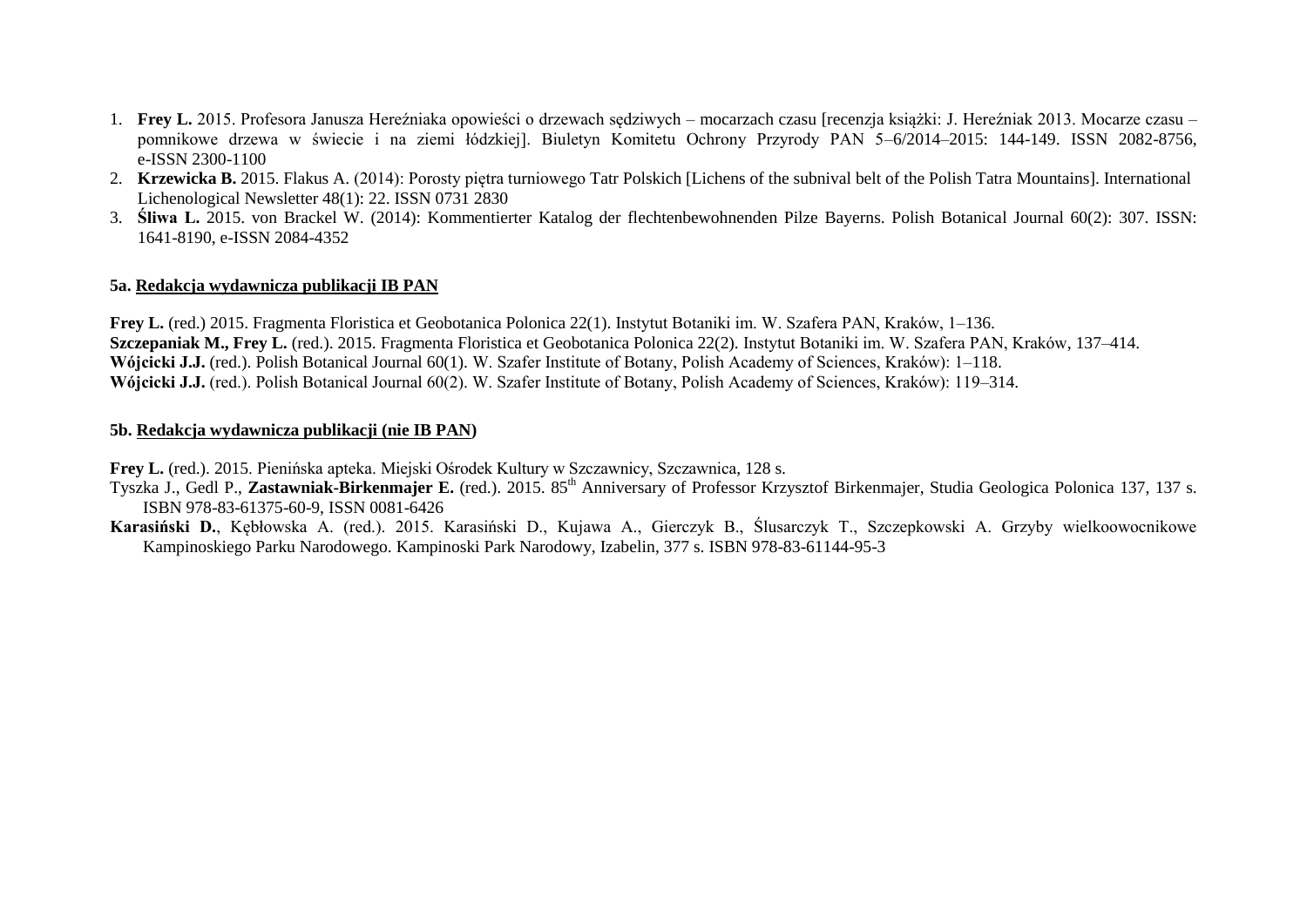1. **Frey L.** 2015. Profesora Janusza Hereźniaka opowieści o drzewach sędziwych – mocarzach czasu [recenzja książki: J. Hereźniak 2013. Mocarze czasu – pomnikowe drzewa w świecie i na ziemi łódzkiej]. Biuletyn Komitetu Ochrony Przyrody PAN 5–6/2014–2015: 144-149. ISSN 2082-8756, e-ISSN 2300-1100
2. **Krzewicka B.** 2015. Flakus A. (2014): Porosty piętra turniowego Tatr Polskich [Lichens of the subnival belt of the Polish Tatra Mountains]. International Lichenological Newsletter 48(1): 22. ISSN 0731 2830
3. **Śliwa L.** 2015. von Brackel W. (2014): Kommentierter Katalog der flechtenbewohnenden Pilze Bayerns. Polish Botanical Journal 60(2): 307. ISSN: 1641-8190, e-ISSN 2084-4352

**5a. Redakcja wydawnicza publikacji IB PAN**

**Frey L.** (red.) 2015. Fragmenta Floristica et Geobotanica Polonica 22(1). Instytut Botaniki im. W. Szafera PAN, Kraków, 1–136.
**Szczepaniak M., Frey L.** (red.). 2015. Fragmenta Floristica et Geobotanica Polonica 22(2). Instytut Botaniki im. W. Szafera PAN, Kraków, 137–414.
**Wójcicki J.J.** (red.). Polish Botanical Journal 60(1). W. Szafer Institute of Botany, Polish Academy of Sciences, Kraków): 1–118.
**Wójcicki J.J.** (red.). Polish Botanical Journal 60(2). W. Szafer Institute of Botany, Polish Academy of Sciences, Kraków): 119–314.

**5b. Redakcja wydawnicza publikacji (nie IB PAN)**

**Frey L.** (red.). 2015. Pienińska apteka. Miejski Ośrodek Kultury w Szczawnicy, Szczawnica, 128 s.
Tyszka J., Gedl P., **Zastawniak-Birkenmajer E.** (red.). 2015. 85th Anniversary of Professor Krzysztof Birkenmajer, Studia Geologica Polonica 137, 137 s. ISBN 978-83-61375-60-9, ISSN 0081-6426
**Karasiński D.**, Kębłowska A. (red.). 2015. Karasiński D., Kujawa A., Gierczyk B., Ślusarczyk T., Szczepkowski A. Grzyby wielkoowocnikowe Kampinoskiego Parku Narodowego. Kampinoski Park Narodowy, Izabelin, 377 s. ISBN 978-83-61144-95-3